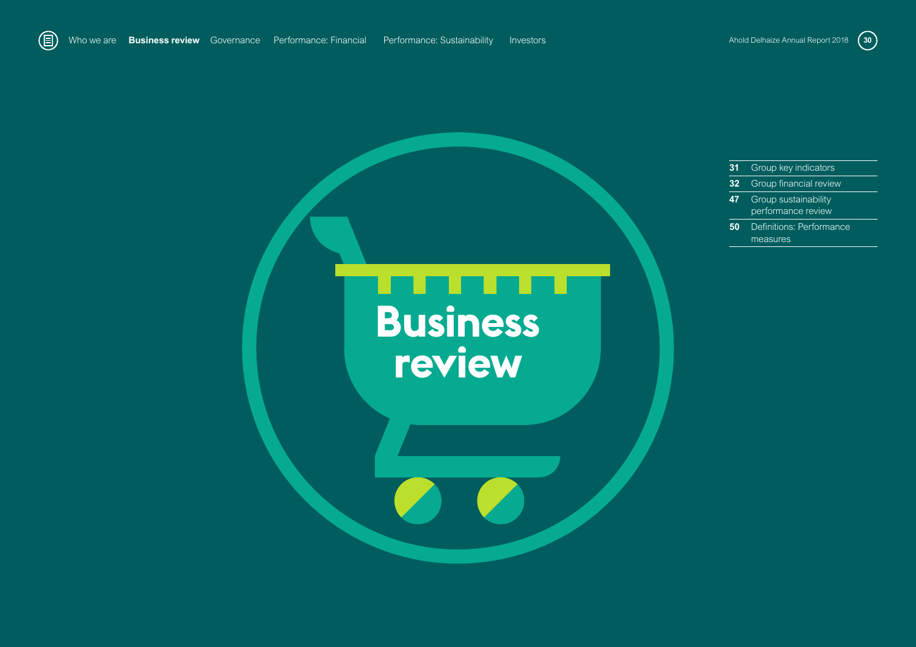# Business review

| | |
|---|---|
| 31 | Group key indicators |
| 32 | Group financial review |
| 47 | Group sustainability performance review |
| 50 | Definitions: Performance measures |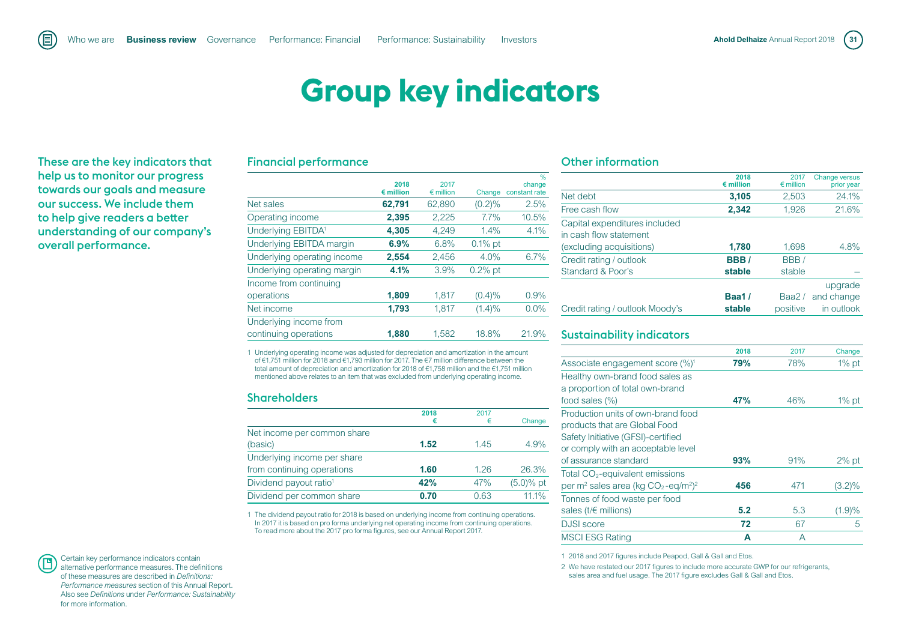# Group key indicators

**These are the key indicators that help us to monitor our progress towards our goals and measure our success. We include them to help give readers a better understanding of our company's overall performance.**

## Financial performance

| | 2018 € million | 2017 € million | Change | % change constant rate |
|---|---|---|---|---|
| Net sales | **62,791** | 62,890 | (0.2)% | 2.5% |
| Operating income | **2,395** | 2,225 | 7.7% | 10.5% |
| Underlying EBITDA[1] | **4,305** | 4,249 | 1.4% | 4.1% |
| Underlying EBITDA margin | **6.9%** | 6.8% | 0.1% pt | |
| Underlying operating income | **2,554** | 2,456 | 4.0% | 6.7% |
| Underlying operating margin | **4.1%** | 3.9% | 0.2% pt | |
| Income from continuing operations | **1,809** | 1,817 | (0.4)% | 0.9% |
| Net income | **1,793** | 1,817 | (1.4)% | 0.0% |
| Underlying income from continuing operations | **1,880** | 1,582 | 18.8% | 21.9% |

1 Underlying operating income was adjusted for depreciation and amortization in the amount of €1,751 million for 2018 and €1,793 million for 2017. The €7 million difference between the total amount of depreciation and amortization for 2018 of €1,758 million and the €1,751 million mentioned above relates to an item that was excluded from underlying operating income.

## Shareholders

| | 2018 € | 2017 € | Change |
|---|---|---|---|
| Net income per common share (basic) | **1.52** | 1.45 | 4.9% |
| Underlying income per share from continuing operations | **1.60** | 1.26 | 26.3% |
| Dividend payout ratio[1] | **42%** | 47% | (5.0)% pt |
| Dividend per common share | **0.70** | 0.63 | 11.1% |

1 The dividend payout ratio for 2018 is based on underlying income from continuing operations. In 2017 it is based on pro forma underlying net operating income from continuing operations. To read more about the 2017 pro forma figures, see our Annual Report 2017.

## Other information

| | 2018 € million | 2017 € million | Change versus prior year |
|---|---|---|---|
| Net debt | **3,105** | 2,503 | 24.1% |
| Free cash flow | **2,342** | 1,926 | 21.6% |
| Capital expenditures included in cash flow statement (excluding acquisitions) | **1,780** | 1,698 | 4.8% |
| Credit rating / outlook Standard & Poor's | **BBB / stable** | BBB / stable | – |
| Credit rating / outlook Moody's | **Baa1 / stable** | Baa2 / positive | upgrade and change in outlook |

## Sustainability indicators

| | 2018 | 2017 | Change |
|---|---|---|---|
| Associate engagement score (%)[1] | **79%** | 78% | 1% pt |
| Healthy own-brand food sales as a proportion of total own-brand food sales (%) | **47%** | 46% | 1% pt |
| Production units of own-brand food products that are Global Food Safety Initiative (GFSI)-certified or comply with an acceptable level of assurance standard | **93%** | 91% | 2% pt |
| Total $CO_2$-equivalent emissions per m² sales area (kg $CO_2$-eq/m²)[2] | **456** | 471 | (3.2)% |
| Tonnes of food waste per food sales (t/€ millions) | **5.2** | 5.3 | (1.9)% |
| DJSI score | **72** | 67 | 5 |
| MSCI ESG Rating | **A** | A | |

1 2018 and 2017 figures include Peapod, Gall & Gall and Etos.

2 We have restated our 2017 figures to include more accurate GWP for our refrigerants, sales area and fuel usage. The 2017 figure excludes Gall & Gall and Etos.

Certain key performance indicators contain alternative performance measures. The definitions of these measures are described in *Definitions: Performance measures* section of this Annual Report. Also see *Definitions* under *Performance: Sustainability* for more information.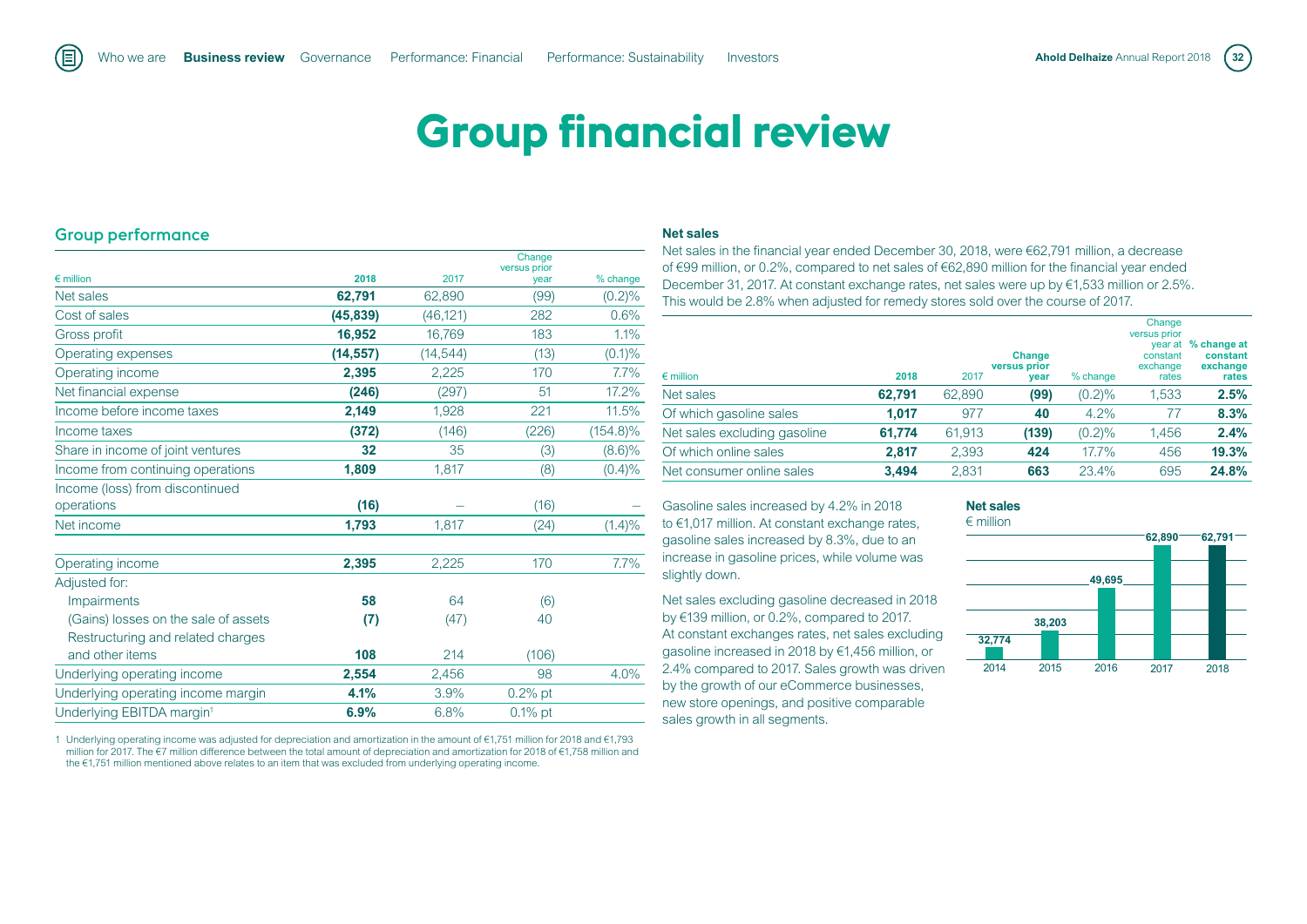# Group financial review

## Group performance

| € million | 2018 | 2017 | Change versus prior year | % change |
|---|---|---|---|---|
| Net sales | **62,791** | 62,890 | (99) | (0.2)% |
| Cost of sales | **(45,839)** | (46,121) | 282 | 0.6% |
| Gross profit | **16,952** | 16,769 | 183 | 1.1% |
| Operating expenses | **(14,557)** | (14,544) | (13) | (0.1)% |
| Operating income | **2,395** | 2,225 | 170 | 7.7% |
| Net financial expense | **(246)** | (297) | 51 | 17.2% |
| Income before income taxes | **2,149** | 1,928 | 221 | 11.5% |
| Income taxes | **(372)** | (146) | (226) | (154.8)% |
| Share in income of joint ventures | **32** | 35 | (3) | (8.6)% |
| Income from continuing operations | **1,809** | 1,817 | (8) | (0.4)% |
| Income (loss) from discontinued operations | **(16)** | – | (16) | – |
| Net income | **1,793** | 1,817 | (24) | (1.4)% |
| | | | | |
| Operating income | **2,395** | 2,225 | 170 | 7.7% |
| Adjusted for: | | | | |
| Impairments | **58** | 64 | (6) | |
| (Gains) losses on the sale of assets | **(7)** | (47) | 40 | |
| Restructuring and related charges and other items | **108** | 214 | (106) | |
| Underlying operating income | **2,554** | 2,456 | 98 | 4.0% |
| Underlying operating income margin | **4.1%** | 3.9% | 0.2% pt | |
| Underlying EBITDA margin[1] | **6.9%** | 6.8% | 0.1% pt | |

1 Underlying operating income was adjusted for depreciation and amortization in the amount of €1,751 million for 2018 and €1,793 million for 2017. The €7 million difference between the total amount of depreciation and amortization for 2018 of €1,758 million and the €1,751 million mentioned above relates to an item that was excluded from underlying operating income.

### Net sales

Net sales in the financial year ended December 30, 2018, were €62,791 million, a decrease of €99 million, or 0.2%, compared to net sales of €62,890 million for the financial year ended December 31, 2017. At constant exchange rates, net sales were up by €1,533 million or 2.5%. This would be 2.8% when adjusted for remedy stores sold over the course of 2017.

| € million | 2018 | 2017 | Change versus prior year | % change | Change versus prior year at constant exchange rates | % change at constant exchange rates |
|---|---|---|---|---|---|---|
| Net sales | **62,791** | 62,890 | **(99)** | (0.2)% | 1,533 | **2.5%** |
| Of which gasoline sales | **1,017** | 977 | **40** | 4.2% | 77 | **8.3%** |
| Net sales excluding gasoline | **61,774** | 61,913 | **(139)** | (0.2)% | 1,456 | **2.4%** |
| Of which online sales | **2,817** | 2,393 | **424** | 17.7% | 456 | **19.3%** |
| Net consumer online sales | **3,494** | 2,831 | **663** | 23.4% | 695 | **24.8%** |

Gasoline sales increased by 4.2% in 2018 to €1,017 million. At constant exchange rates, gasoline sales increased by 8.3%, due to an increase in gasoline prices, while volume was slightly down.

Net sales excluding gasoline decreased in 2018 by €139 million, or 0.2%, compared to 2017. At constant exchanges rates, net sales excluding gasoline increased in 2018 by €1,456 million, or 2.4% compared to 2017. Sales growth was driven by the growth of our eCommerce businesses, new store openings, and positive comparable sales growth in all segments.

**Net sales**
€ million

| 2014 | 2015 | 2016 | 2017 | 2018 |
|---|---|---|---|---|
| 32,774 | 38,203 | 49,695 | 62,890 | 62,791 |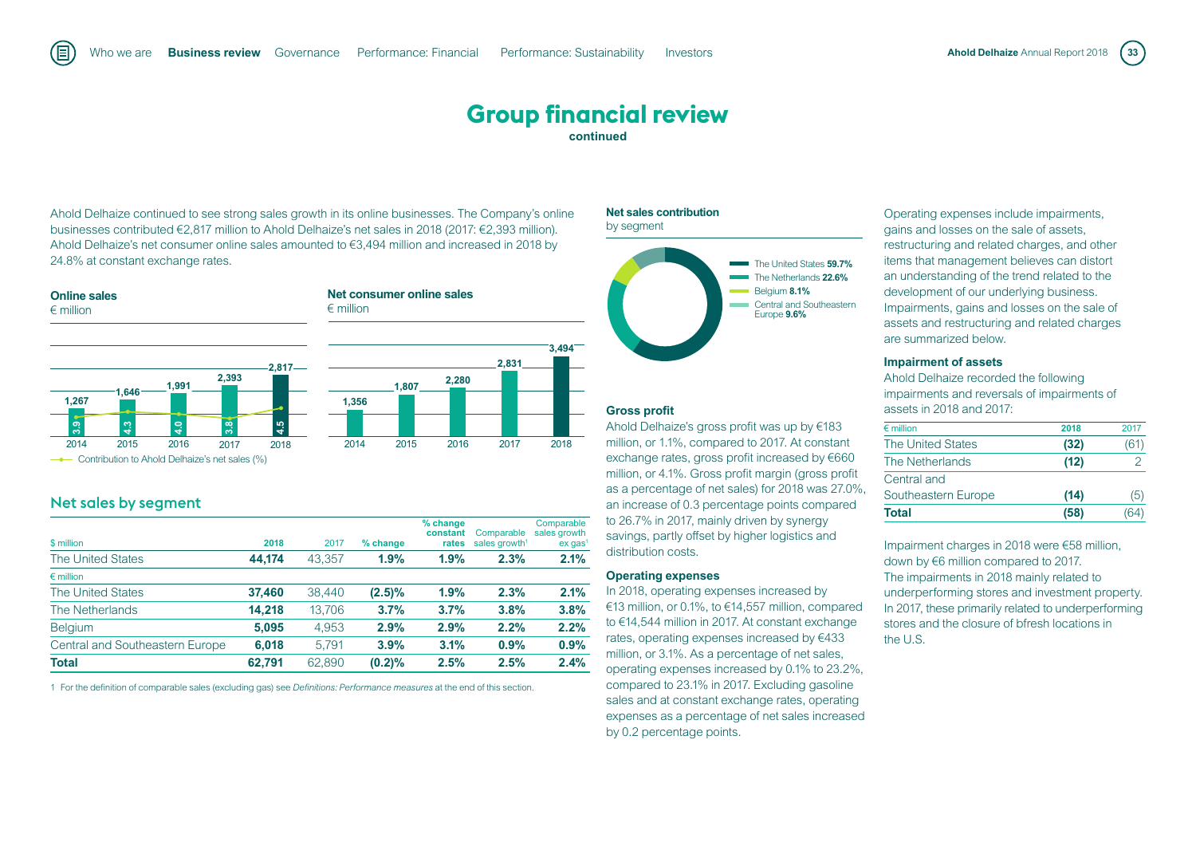# Group financial review

**continued**

Ahold Delhaize continued to see strong sales growth in its online businesses. The Company's online businesses contributed €2,817 million to Ahold Delhaize's net sales in 2018 (2017: €2,393 million). Ahold Delhaize's net consumer online sales amounted to €3,494 million and increased in 2018 by 24.8% at constant exchange rates.

**Online sales**
€ million

| | 2014 | 2015 | 2016 | 2017 | 2018 |
|---|---|---|---|---|---|
| Online sales | 1,267 | 1,646 | 1,991 | 2,393 | 2,817 |
| Contribution to Ahold Delhaize's net sales (%) | 3.9 | 4.3 | 4.0 | 3.8 | 4.5 |

**Net consumer online sales**
€ million

| 2014 | 2015 | 2016 | 2017 | 2018 |
|---|---|---|---|---|
| 1,356 | 1,807 | 2,280 | 2,831 | 3,494 |

## Net sales by segment

| $ million | 2018 | 2017 | % change | % change constant rates | Comparable sales growth[1] | Comparable sales growth ex gas[1] |
|---|---|---|---|---|---|---|
| The United States | **44,174** | 43,357 | **1.9%** | **1.9%** | **2.3%** | **2.1%** |
| € million | | | | | | |
| The United States | **37,460** | 38,440 | **(2.5)%** | **1.9%** | **2.3%** | **2.1%** |
| The Netherlands | **14,218** | 13,706 | **3.7%** | **3.7%** | **3.8%** | **3.8%** |
| Belgium | **5,095** | 4,953 | **2.9%** | **2.9%** | **2.2%** | **2.2%** |
| Central and Southeastern Europe | **6,018** | 5,791 | **3.9%** | **3.1%** | **0.9%** | **0.9%** |
| **Total** | **62,791** | 62,890 | **(0.2)%** | **2.5%** | **2.5%** | **2.4%** |

1 For the definition of comparable sales (excluding gas) see *Definitions: Performance measures* at the end of this section.

**Net sales contribution**
by segment

- The United States **59.7%**
- The Netherlands **22.6%**
- Belgium **8.1%**
- Central and Southeastern Europe **9.6%**

### Gross profit

Ahold Delhaize's gross profit was up by €183 million, or 1.1%, compared to 2017. At constant exchange rates, gross profit increased by €660 million, or 4.1%. Gross profit margin (gross profit as a percentage of net sales) for 2018 was 27.0%, an increase of 0.3 percentage points compared to 26.7% in 2017, mainly driven by synergy savings, partly offset by higher logistics and distribution costs.

### Operating expenses

In 2018, operating expenses increased by €13 million, or 0.1%, to €14,557 million, compared to €14,544 million in 2017. At constant exchange rates, operating expenses increased by €433 million, or 3.1%. As a percentage of net sales, operating expenses increased by 0.1% to 23.2%, compared to 23.1% in 2017. Excluding gasoline sales and at constant exchange rates, operating expenses as a percentage of net sales increased by 0.2 percentage points.

Operating expenses include impairments, gains and losses on the sale of assets, restructuring and related charges, and other items that management believes can distort an understanding of the trend related to the development of our underlying business. Impairments, gains and losses on the sale of assets and restructuring and related charges are summarized below.

### Impairment of assets

Ahold Delhaize recorded the following impairments and reversals of impairments of assets in 2018 and 2017:

| € million | 2018 | 2017 |
|---|---|---|
| The United States | **(32)** | (61) |
| The Netherlands | **(12)** | 2 |
| Central and Southeastern Europe | **(14)** | (5) |
| **Total** | **(58)** | (64) |

Impairment charges in 2018 were €58 million, down by €6 million compared to 2017. The impairments in 2018 mainly related to underperforming stores and investment property. In 2017, these primarily related to underperforming stores and the closure of bfresh locations in the U.S.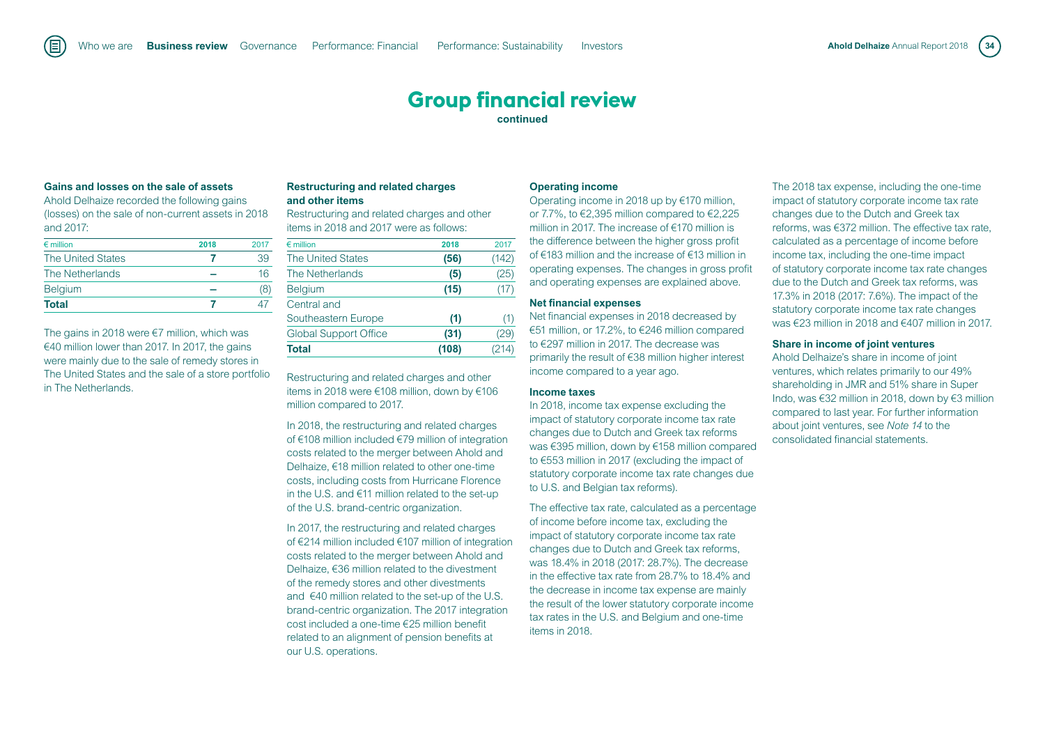# Group financial review

continued

### Gains and losses on the sale of assets

Ahold Delhaize recorded the following gains (losses) on the sale of non-current assets in 2018 and 2017:

| € million | 2018 | 2017 |
|---|---|---|
| The United States | 7 | 39 |
| The Netherlands | – | 16 |
| Belgium | – | (8) |
| **Total** | **7** | 47 |

The gains in 2018 were €7 million, which was €40 million lower than 2017. In 2017, the gains were mainly due to the sale of remedy stores in The United States and the sale of a store portfolio in The Netherlands.

### Restructuring and related charges and other items

Restructuring and related charges and other items in 2018 and 2017 were as follows:

| € million | 2018 | 2017 |
|---|---|---|
| The United States | **(56)** | (142) |
| The Netherlands | **(5)** | (25) |
| Belgium | **(15)** | (17) |
| Central and Southeastern Europe | **(1)** | (1) |
| Global Support Office | **(31)** | (29) |
| **Total** | **(108)** | (214) |

Restructuring and related charges and other items in 2018 were €108 million, down by €106 million compared to 2017.

In 2018, the restructuring and related charges of €108 million included €79 million of integration costs related to the merger between Ahold and Delhaize, €18 million related to other one-time costs, including costs from Hurricane Florence in the U.S. and €11 million related to the set-up of the U.S. brand-centric organization.

In 2017, the restructuring and related charges of €214 million included €107 million of integration costs related to the merger between Ahold and Delhaize, €36 million related to the divestment of the remedy stores and other divestments and €40 million related to the set-up of the U.S. brand-centric organization. The 2017 integration cost included a one-time €25 million benefit related to an alignment of pension benefits at our U.S. operations.

### Operating income

Operating income in 2018 up by €170 million, or 7.7%, to €2,395 million compared to €2,225 million in 2017. The increase of €170 million is the difference between the higher gross profit of €183 million and the increase of €13 million in operating expenses. The changes in gross profit and operating expenses are explained above.

### Net financial expenses

Net financial expenses in 2018 decreased by €51 million, or 17.2%, to €246 million compared to €297 million in 2017. The decrease was primarily the result of €38 million higher interest income compared to a year ago.

### Income taxes

In 2018, income tax expense excluding the impact of statutory corporate income tax rate changes due to Dutch and Greek tax reforms was €395 million, down by €158 million compared to €553 million in 2017 (excluding the impact of statutory corporate income tax rate changes due to U.S. and Belgian tax reforms).

The effective tax rate, calculated as a percentage of income before income tax, excluding the impact of statutory corporate income tax rate changes due to Dutch and Greek tax reforms, was 18.4% in 2018 (2017: 28.7%). The decrease in the effective tax rate from 28.7% to 18.4% and the decrease in income tax expense are mainly the result of the lower statutory corporate income tax rates in the U.S. and Belgium and one-time items in 2018.

The 2018 tax expense, including the one-time impact of statutory corporate income tax rate changes due to the Dutch and Greek tax reforms, was €372 million. The effective tax rate, calculated as a percentage of income before income tax, including the one-time impact of statutory corporate income tax rate changes due to the Dutch and Greek tax reforms, was 17.3% in 2018 (2017: 7.6%). The impact of the statutory corporate income tax rate changes was €23 million in 2018 and €407 million in 2017.

### Share in income of joint ventures

Ahold Delhaize's share in income of joint ventures, which relates primarily to our 49% shareholding in JMR and 51% share in Super Indo, was €32 million in 2018, down by €3 million compared to last year. For further information about joint ventures, see *Note 14* to the consolidated financial statements.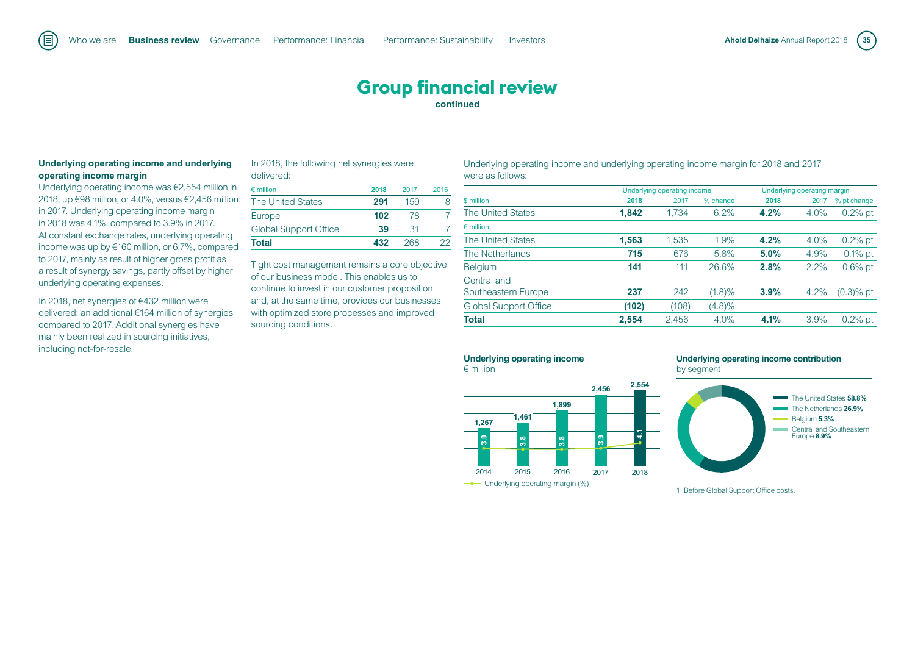# Group financial review

continued

### Underlying operating income and underlying operating income margin

Underlying operating income was €2,554 million in 2018, up €98 million, or 4.0%, versus €2,456 million in 2017. Underlying operating income margin in 2018 was 4.1%, compared to 3.9% in 2017. At constant exchange rates, underlying operating income was up by €160 million, or 6.7%, compared to 2017, mainly as result of higher gross profit as a result of synergy savings, partly offset by higher underlying operating expenses.

In 2018, net synergies of €432 million were delivered: an additional €164 million of synergies compared to 2017. Additional synergies have mainly been realized in sourcing initiatives, including not-for-resale.

In 2018, the following net synergies were delivered:

| € million | 2018 | 2017 | 2016 |
|---|---|---|---|
| The United States | **291** | 159 | 8 |
| Europe | **102** | 78 | 7 |
| Global Support Office | **39** | 31 | 7 |
| **Total** | **432** | 268 | 22 |

Tight cost management remains a core objective of our business model. This enables us to continue to invest in our customer proposition and, at the same time, provides our businesses with optimized store processes and improved sourcing conditions.

Underlying operating income and underlying operating income margin for 2018 and 2017 were as follows:

| | Underlying operating income | | | Underlying operating margin | | |
|---|---|---|---|---|---|---|
| $ million | 2018 | 2017 | % change | 2018 | 2017 | % pt change |
| The United States | **1,842** | 1,734 | 6.2% | **4.2%** | 4.0% | 0.2% pt |
| € million | | | | | | |
| The United States | **1,563** | 1,535 | 1.9% | **4.2%** | 4.0% | 0.2% pt |
| The Netherlands | **715** | 676 | 5.8% | **5.0%** | 4.9% | 0.1% pt |
| Belgium | **141** | 111 | 26.6% | **2.8%** | 2.2% | 0.6% pt |
| Central and Southeastern Europe | **237** | 242 | (1.8)% | **3.9%** | 4.2% | (0.3)% pt |
| Global Support Office | **(102)** | (108) | (4.8)% | | | |
| **Total** | **2,554** | 2,456 | 4.0% | **4.1%** | 3.9% | 0.2% pt |

**Underlying operating income**
€ million

| | 2014 | 2015 | 2016 | 2017 | 2018 |
|---|---|---|---|---|---|
| Underlying operating income | 1,267 | 1,461 | 1,899 | 2,456 | 2,554 |
| Underlying operating margin (%) | 3.9 | 3.8 | 3.8 | 3.9 | 4.1 |

**Underlying operating income contribution** by segment[1]

- The United States **58.8%**
- The Netherlands **26.9%**
- Belgium **5.3%**
- Central and Southeastern Europe **8.9%**

1 Before Global Support Office costs.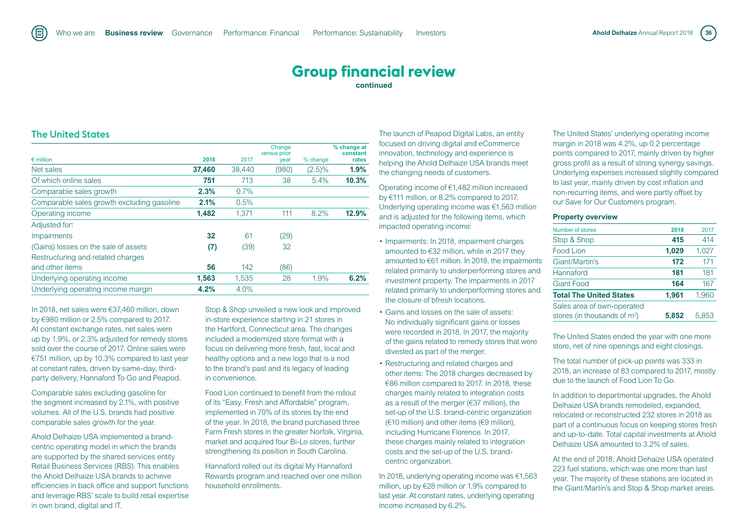# Group financial review

**continued**

## The United States

| € million | 2018 | 2017 | Change versus prior year | % change | % change at constant rates |
|---|---|---|---|---|---|
| Net sales | **37,460** | 38,440 | (980) | (2.5)% | **1.9%** |
| Of which online sales | **751** | 713 | 38 | 5.4% | **10.3%** |
| Comparable sales growth | **2.3%** | 0.7% | | | |
| Comparable sales growth excluding gasoline | **2.1%** | 0.5% | | | |
| Operating income | **1,482** | 1,371 | 111 | 8.2% | **12.9%** |
| Adjusted for: | | | | | |
| Impairments | **32** | 61 | (29) | | |
| (Gains) losses on the sale of assets | **(7)** | (39) | 32 | | |
| Restructuring and related charges and other items | **56** | 142 | (86) | | |
| Underlying operating income | **1,563** | 1,535 | 28 | 1.9% | **6.2%** |
| Underlying operating income margin | **4.2%** | 4.0% | | | |

In 2018, net sales were €37,460 million, down by €980 million or 2.5% compared to 2017. At constant exchange rates, net sales were up by 1.9%, or 2.3% adjusted for remedy stores sold over the course of 2017. Online sales were €751 million, up by 10.3% compared to last year at constant rates, driven by same-day, third-party delivery, Hannaford To Go and Peapod.

Comparable sales excluding gasoline for the segment increased by 2.1%, with positive volumes. All of the U.S. brands had positive comparable sales growth for the year.

Ahold Delhaize USA implemented a brand-centric operating model in which the brands are supported by the shared services entity Retail Business Services (RBS). This enables the Ahold Delhaize USA brands to achieve efficiencies in back office and support functions and leverage RBS' scale to build retail expertise in own brand, digital and IT.

Stop & Shop unveiled a new look and improved in-store experience starting in 21 stores in the Hartford, Connecticut area. The changes included a modernized store format with a focus on delivering more fresh, fast, local and healthy options and a new logo that is a nod to the brand's past and its legacy of leading in convenience.

Food Lion continued to benefit from the rollout of its "Easy, Fresh and Affordable" program, implemented in 70% of its stores by the end of the year. In 2018, the brand purchased three Farm Fresh stores in the greater Norfolk, Virginia, market and acquired four Bi-Lo stores, further strengthening its position in South Carolina.

Hannaford rolled out its digital My Hannaford Rewards program and reached over one million household enrollments.

The launch of Peapod Digital Labs, an entity focused on driving digital and eCommerce innovation, technology and experience is helping the Ahold Delhaize USA brands meet the changing needs of customers.

Operating income of €1,482 million increased by €111 million, or 8.2% compared to 2017. Underlying operating income was €1,563 million and is adjusted for the following items, which impacted operating income:

- Impairments: In 2018, impairment charges amounted to €32 million, while in 2017 they amounted to €61 million. In 2018, the impairments related primarily to underperforming stores and investment property. The impairments in 2017 related primarily to underperforming stores and the closure of bfresh locations.
- Gains and losses on the sale of assets: No individually significant gains or losses were recorded in 2018. In 2017, the majority of the gains related to remedy stores that were divested as part of the merger.
- Restructuring and related charges and other items: The 2018 charges decreased by €86 million compared to 2017. In 2018, these charges mainly related to integration costs as a result of the merger (€37 million), the set-up of the U.S. brand-centric organization (€10 million) and other items (€9 million), including Hurricane Florence. In 2017, these charges mainly related to integration costs and the set-up of the U.S. brand-centric organization.

In 2018, underlying operating income was €1,563 million, up by €28 million or 1.9% compared to last year. At constant rates, underlying operating income increased by 6.2%.

The United States' underlying operating income margin in 2018 was 4.2%, up 0.2 percentage points compared to 2017, mainly driven by higher gross profit as a result of strong synergy savings. Underlying expenses increased slightly compared to last year, mainly driven by cost inflation and non-recurring items, and were partly offset by our Save for Our Customers program.

### Property overview

| Number of stores | 2018 | 2017 |
|---|---|---|
| Stop & Shop | **415** | 414 |
| Food Lion | **1,029** | 1,027 |
| Giant/Martin's | **172** | 171 |
| Hannaford | **181** | 181 |
| Giant Food | **164** | 167 |
| **Total The United States** | **1,961** | 1,960 |
| Sales area of own-operated stores (in thousands of $m^2$) | **5,852** | 5,853 |

The United States ended the year with one more store, net of nine openings and eight closings.

The total number of pick-up points was 333 in 2018, an increase of 83 compared to 2017, mostly due to the launch of Food Lion To Go.

In addition to departmental upgrades, the Ahold Delhaize USA brands remodeled, expanded, relocated or reconstructed 232 stores in 2018 as part of a continuous focus on keeping stores fresh and up-to-date. Total capital investments at Ahold Delhaize USA amounted to 3.2% of sales.

At the end of 2018, Ahold Dehaize USA operated 223 fuel stations, which was one more than last year. The majority of these stations are located in the Giant/Martin's and Stop & Shop market areas.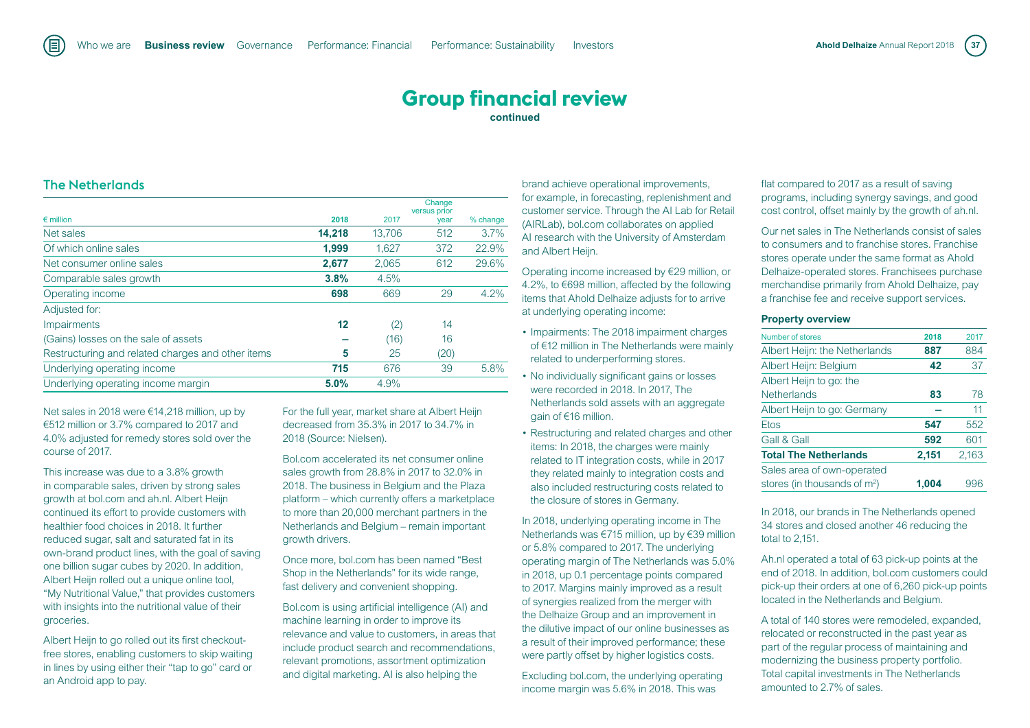# Group financial review

**continued**

## The Netherlands

| € million | 2018 | 2017 | Change versus prior year | % change |
|---|---|---|---|---|
| Net sales | **14,218** | 13,706 | 512 | 3.7% |
| Of which online sales | **1,999** | 1,627 | 372 | 22.9% |
| Net consumer online sales | **2,677** | 2,065 | 612 | 29.6% |
| Comparable sales growth | **3.8%** | 4.5% | | |
| Operating income | **698** | 669 | 29 | 4.2% |
| Adjusted for: | | | | |
| Impairments | **12** | (2) | 14 | |
| (Gains) losses on the sale of assets | **–** | (16) | 16 | |
| Restructuring and related charges and other items | **5** | 25 | (20) | |
| Underlying operating income | **715** | 676 | 39 | 5.8% |
| Underlying operating income margin | **5.0%** | 4.9% | | |

Net sales in 2018 were €14,218 million, up by €512 million or 3.7% compared to 2017 and 4.0% adjusted for remedy stores sold over the course of 2017.

This increase was due to a 3.8% growth in comparable sales, driven by strong sales growth at bol.com and ah.nl. Albert Heijn continued its effort to provide customers with healthier food choices in 2018. It further reduced sugar, salt and saturated fat in its own-brand product lines, with the goal of saving one billion sugar cubes by 2020. In addition, Albert Heijn rolled out a unique online tool, "My Nutritional Value," that provides customers with insights into the nutritional value of their groceries.

Albert Heijn to go rolled out its first checkout-free stores, enabling customers to skip waiting in lines by using either their "tap to go" card or an Android app to pay.

For the full year, market share at Albert Heijn decreased from 35.3% in 2017 to 34.7% in 2018 (Source: Nielsen).

Bol.com accelerated its net consumer online sales growth from 28.8% in 2017 to 32.0% in 2018. The business in Belgium and the Plaza platform – which currently offers a marketplace to more than 20,000 merchant partners in the Netherlands and Belgium – remain important growth drivers.

Once more, bol.com has been named "Best Shop in the Netherlands" for its wide range, fast delivery and convenient shopping.

Bol.com is using artificial intelligence (AI) and machine learning in order to improve its relevance and value to customers, in areas that include product search and recommendations, relevant promotions, assortment optimization and digital marketing. AI is also helping the brand achieve operational improvements, for example, in forecasting, replenishment and customer service. Through the AI Lab for Retail (AIRLab), bol.com collaborates on applied AI research with the University of Amsterdam and Albert Heijn.

Operating income increased by €29 million, or 4.2%, to €698 million, affected by the following items that Ahold Delhaize adjusts for to arrive at underlying operating income:

- Impairments: The 2018 impairment charges of €12 million in The Netherlands were mainly related to underperforming stores.
- No individually significant gains or losses were recorded in 2018. In 2017, The Netherlands sold assets with an aggregate gain of €16 million.
- Restructuring and related charges and other items: In 2018, the charges were mainly related to IT integration costs, while in 2017 they related mainly to integration costs and also included restructuring costs related to the closure of stores in Germany.

In 2018, underlying operating income in The Netherlands was €715 million, up by €39 million or 5.8% compared to 2017. The underlying operating margin of The Netherlands was 5.0% in 2018, up 0.1 percentage points compared to 2017. Margins mainly improved as a result of synergies realized from the merger with the Delhaize Group and an improvement in the dilutive impact of our online businesses as a result of their improved performance; these were partly offset by higher logistics costs.

Excluding bol.com, the underlying operating income margin was 5.6% in 2018. This was flat compared to 2017 as a result of saving programs, including synergy savings, and good cost control, offset mainly by the growth of ah.nl.

Our net sales in The Netherlands consist of sales to consumers and to franchise stores. Franchise stores operate under the same format as Ahold Delhaize-operated stores. Franchisees purchase merchandise primarily from Ahold Delhaize, pay a franchise fee and receive support services.

### Property overview

| Number of stores | 2018 | 2017 |
|---|---|---|
| Albert Heijn: the Netherlands | **887** | 884 |
| Albert Heijn: Belgium | **42** | 37 |
| Albert Heijn to go: the Netherlands | **83** | 78 |
| Albert Heijn to go: Germany | **–** | 11 |
| Etos | **547** | 552 |
| Gall & Gall | **592** | 601 |
| **Total The Netherlands** | **2,151** | 2,163 |
| Sales area of own-operated stores (in thousands of $m^2$) | **1,004** | 996 |

In 2018, our brands in The Netherlands opened 34 stores and closed another 46 reducing the total to 2,151.

Ah.nl operated a total of 63 pick-up points at the end of 2018. In addition, bol.com customers could pick-up their orders at one of 6,260 pick-up points located in the Netherlands and Belgium.

A total of 140 stores were remodeled, expanded, relocated or reconstructed in the past year as part of the regular process of maintaining and modernizing the business property portfolio. Total capital investments in The Netherlands amounted to 2.7% of sales.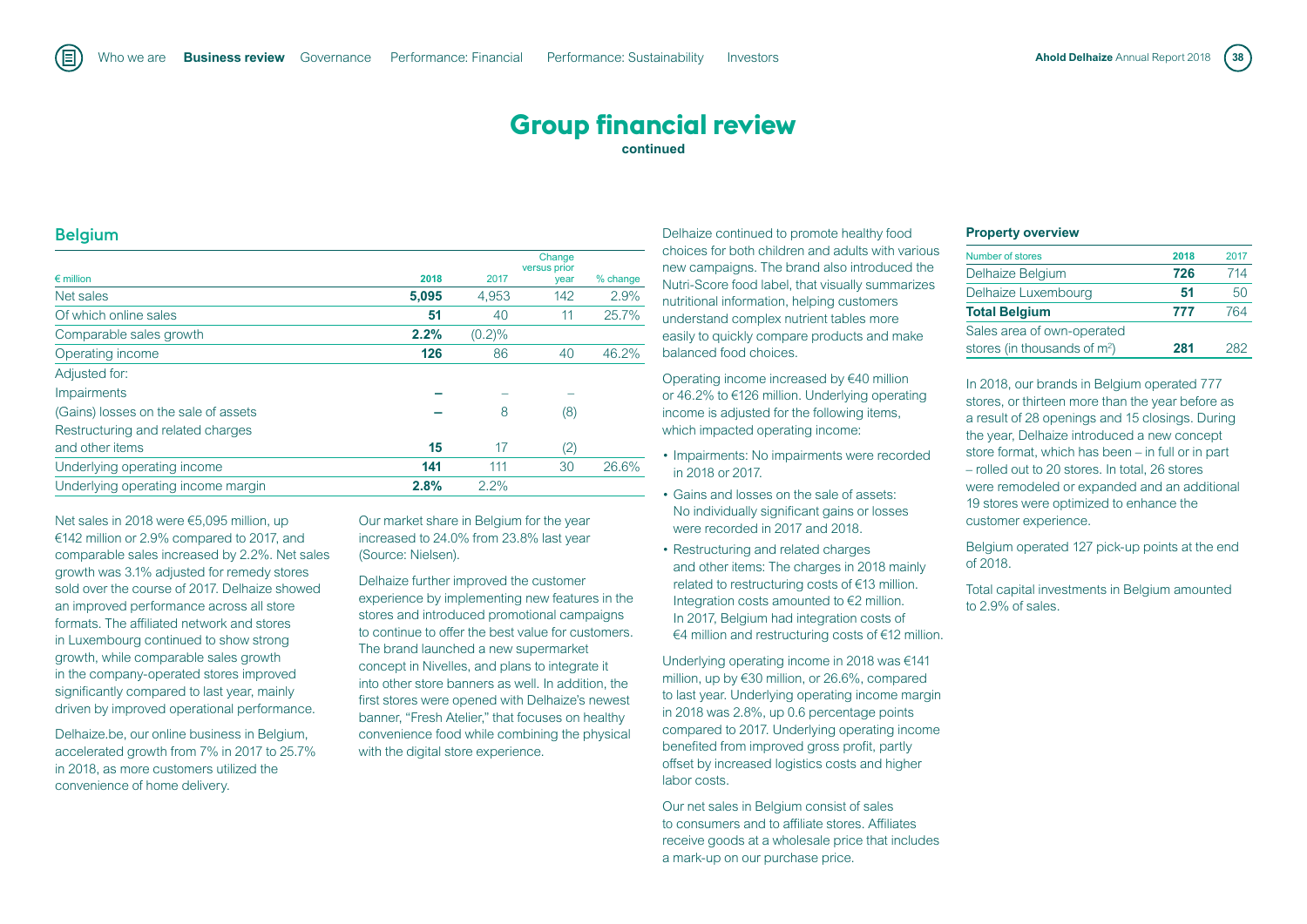# Group financial review

**continued**

## Belgium

| € million | 2018 | 2017 | Change versus prior year | % change |
|---|---|---|---|---|
| Net sales | **5,095** | 4,953 | 142 | 2.9% |
| Of which online sales | **51** | 40 | 11 | 25.7% |
| Comparable sales growth | **2.2%** | (0.2)% | | |
| Operating income | **126** | 86 | 40 | 46.2% |
| Adjusted for: | | | | |
| Impairments | **–** | – | – | |
| (Gains) losses on the sale of assets | **–** | 8 | (8) | |
| Restructuring and related charges and other items | **15** | 17 | (2) | |
| Underlying operating income | **141** | 111 | 30 | 26.6% |
| Underlying operating income margin | **2.8%** | 2.2% | | |

Net sales in 2018 were €5,095 million, up €142 million or 2.9% compared to 2017, and comparable sales increased by 2.2%. Net sales growth was 3.1% adjusted for remedy stores sold over the course of 2017. Delhaize showed an improved performance across all store formats. The affiliated network and stores in Luxembourg continued to show strong growth, while comparable sales growth in the company-operated stores improved significantly compared to last year, mainly driven by improved operational performance.

Delhaize.be, our online business in Belgium, accelerated growth from 7% in 2017 to 25.7% in 2018, as more customers utilized the convenience of home delivery.

Our market share in Belgium for the year increased to 24.0% from 23.8% last year (Source: Nielsen).

Delhaize further improved the customer experience by implementing new features in the stores and introduced promotional campaigns to continue to offer the best value for customers. The brand launched a new supermarket concept in Nivelles, and plans to integrate it into other store banners as well. In addition, the first stores were opened with Delhaize's newest banner, "Fresh Atelier," that focuses on healthy convenience food while combining the physical with the digital store experience.

Delhaize continued to promote healthy food choices for both children and adults with various new campaigns. The brand also introduced the Nutri-Score food label, that visually summarizes nutritional information, helping customers understand complex nutrient tables more easily to quickly compare products and make balanced food choices.

Operating income increased by €40 million or 46.2% to €126 million. Underlying operating income is adjusted for the following items, which impacted operating income:

- Impairments: No impairments were recorded in 2018 or 2017.
- Gains and losses on the sale of assets: No individually significant gains or losses were recorded in 2017 and 2018.
- Restructuring and related charges and other items: The charges in 2018 mainly related to restructuring costs of €13 million. Integration costs amounted to €2 million. In 2017, Belgium had integration costs of €4 million and restructuring costs of €12 million.

Underlying operating income in 2018 was €141 million, up by €30 million, or 26.6%, compared to last year. Underlying operating income margin in 2018 was 2.8%, up 0.6 percentage points compared to 2017. Underlying operating income benefited from improved gross profit, partly offset by increased logistics costs and higher labor costs.

Our net sales in Belgium consist of sales to consumers and to affiliate stores. Affiliates receive goods at a wholesale price that includes a mark-up on our purchase price.

### Property overview

| Number of stores | 2018 | 2017 |
|---|---|---|
| Delhaize Belgium | **726** | 714 |
| Delhaize Luxembourg | **51** | 50 |
| **Total Belgium** | **777** | 764 |
| Sales area of own-operated stores (in thousands of $m^2$) | **281** | 282 |

In 2018, our brands in Belgium operated 777 stores, or thirteen more than the year before as a result of 28 openings and 15 closings. During the year, Delhaize introduced a new concept store format, which has been – in full or in part – rolled out to 20 stores. In total, 26 stores were remodeled or expanded and an additional 19 stores were optimized to enhance the customer experience.

Belgium operated 127 pick-up points at the end of 2018.

Total capital investments in Belgium amounted to 2.9% of sales.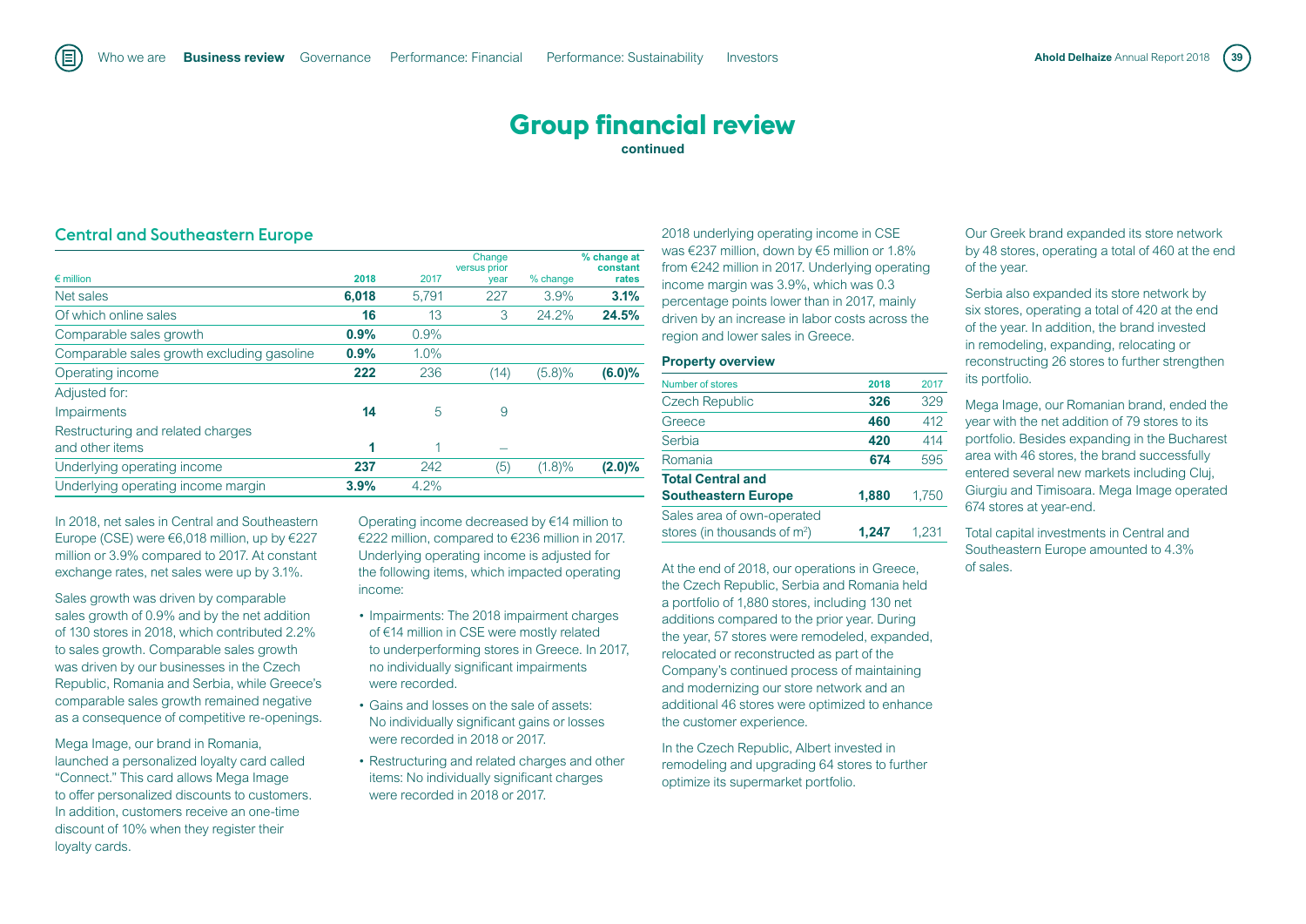# Group financial review

continued

## Central and Southeastern Europe

| € million | 2018 | 2017 | Change versus prior year | % change | % change at constant rates |
|---|---|---|---|---|---|
| Net sales | **6,018** | 5,791 | 227 | 3.9% | **3.1%** |
| Of which online sales | **16** | 13 | 3 | 24.2% | **24.5%** |
| Comparable sales growth | **0.9%** | 0.9% | | | |
| Comparable sales growth excluding gasoline | **0.9%** | 1.0% | | | |
| Operating income | **222** | 236 | (14) | (5.8)% | **(6.0)%** |
| Adjusted for: | | | | | |
| Impairments | **14** | 5 | 9 | | |
| Restructuring and related charges and other items | **1** | 1 | – | | |
| Underlying operating income | **237** | 242 | (5) | (1.8)% | **(2.0)%** |
| Underlying operating income margin | **3.9%** | 4.2% | | | |

In 2018, net sales in Central and Southeastern Europe (CSE) were €6,018 million, up by €227 million or 3.9% compared to 2017. At constant exchange rates, net sales were up by 3.1%.

Sales growth was driven by comparable sales growth of 0.9% and by the net addition of 130 stores in 2018, which contributed 2.2% to sales growth. Comparable sales growth was driven by our businesses in the Czech Republic, Romania and Serbia, while Greece's comparable sales growth remained negative as a consequence of competitive re-openings.

Mega Image, our brand in Romania, launched a personalized loyalty card called "Connect." This card allows Mega Image to offer personalized discounts to customers. In addition, customers receive an one-time discount of 10% when they register their loyalty cards.

Operating income decreased by €14 million to €222 million, compared to €236 million in 2017. Underlying operating income is adjusted for the following items, which impacted operating income:

- Impairments: The 2018 impairment charges of €14 million in CSE were mostly related to underperforming stores in Greece. In 2017, no individually significant impairments were recorded.
- Gains and losses on the sale of assets: No individually significant gains or losses were recorded in 2018 or 2017.
- Restructuring and related charges and other items: No individually significant charges were recorded in 2018 or 2017.

2018 underlying operating income in CSE was €237 million, down by €5 million or 1.8% from €242 million in 2017. Underlying operating income margin was 3.9%, which was 0.3 percentage points lower than in 2017, mainly driven by an increase in labor costs across the region and lower sales in Greece.

### Property overview

| Number of stores | 2018 | 2017 |
|---|---|---|
| Czech Republic | **326** | 329 |
| Greece | **460** | 412 |
| Serbia | **420** | 414 |
| Romania | **674** | 595 |
| **Total Central and Southeastern Europe** | **1,880** | 1,750 |
| Sales area of own-operated stores (in thousands of $m^2$) | **1,247** | 1,231 |

At the end of 2018, our operations in Greece, the Czech Republic, Serbia and Romania held a portfolio of 1,880 stores, including 130 net additions compared to the prior year. During the year, 57 stores were remodeled, expanded, relocated or reconstructed as part of the Company's continued process of maintaining and modernizing our store network and an additional 46 stores were optimized to enhance the customer experience.

In the Czech Republic, Albert invested in remodeling and upgrading 64 stores to further optimize its supermarket portfolio.

Our Greek brand expanded its store network by 48 stores, operating a total of 460 at the end of the year.

Serbia also expanded its store network by six stores, operating a total of 420 at the end of the year. In addition, the brand invested in remodeling, expanding, relocating or reconstructing 26 stores to further strengthen its portfolio.

Mega Image, our Romanian brand, ended the year with the net addition of 79 stores to its portfolio. Besides expanding in the Bucharest area with 46 stores, the brand successfully entered several new markets including Cluj, Giurgiu and Timisoara. Mega Image operated 674 stores at year-end.

Total capital investments in Central and Southeastern Europe amounted to 4.3% of sales.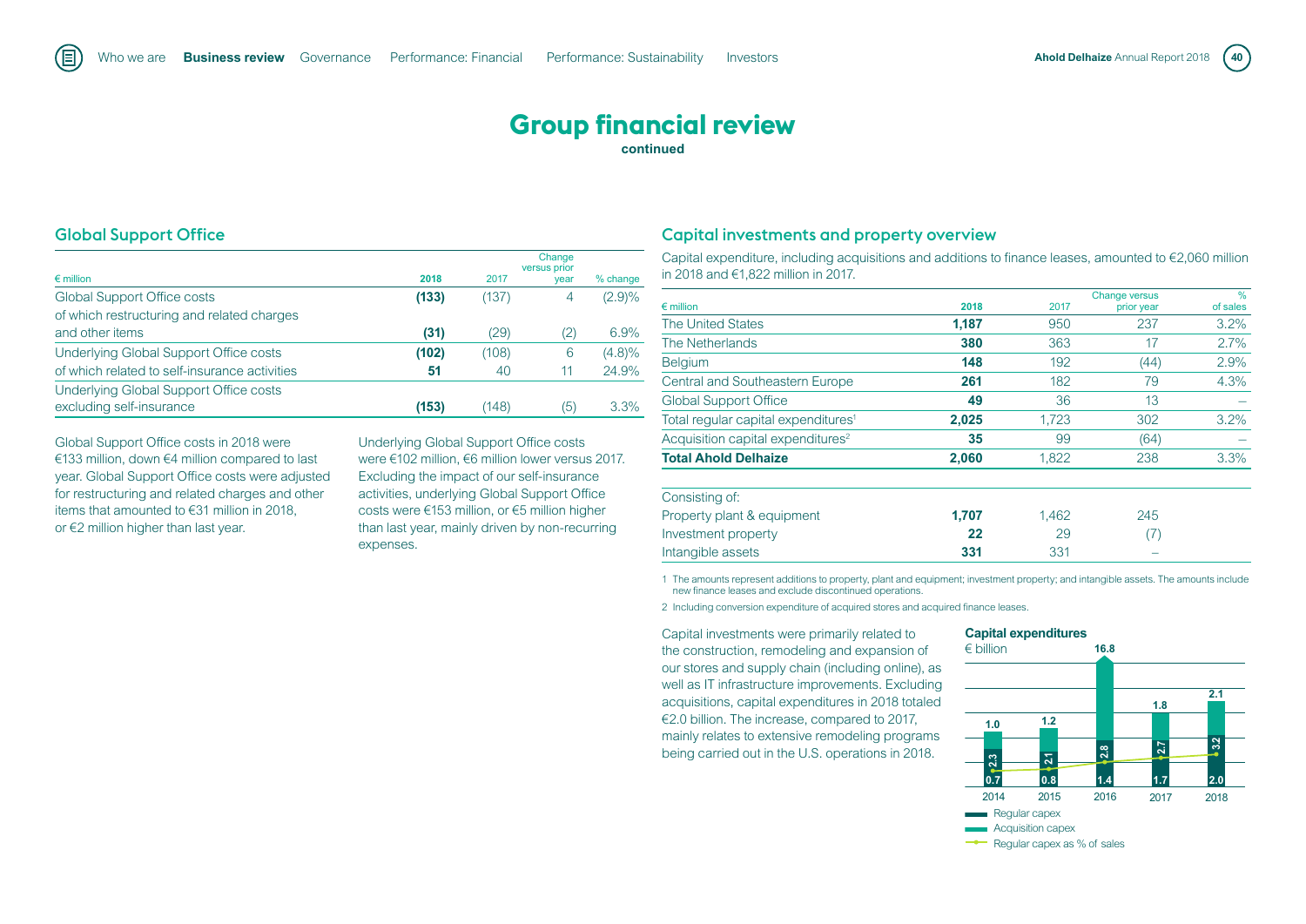# Group financial review

**continued**

## Global Support Office

| € million | 2018 | 2017 | Change versus prior year | % change |
|---|---|---|---|---|
| Global Support Office costs | **(133)** | (137) | 4 | (2.9)% |
| of which restructuring and related charges and other items | **(31)** | (29) | (2) | 6.9% |
| Underlying Global Support Office costs | **(102)** | (108) | 6 | (4.8)% |
| of which related to self-insurance activities | **51** | 40 | 11 | 24.9% |
| Underlying Global Support Office costs excluding self-insurance | **(153)** | (148) | (5) | 3.3% |

Global Support Office costs in 2018 were €133 million, down €4 million compared to last year. Global Support Office costs were adjusted for restructuring and related charges and other items that amounted to €31 million in 2018, or €2 million higher than last year.

Underlying Global Support Office costs were €102 million, €6 million lower versus 2017. Excluding the impact of our self-insurance activities, underlying Global Support Office costs were €153 million, or €5 million higher than last year, mainly driven by non-recurring expenses.

## Capital investments and property overview

Capital expenditure, including acquisitions and additions to finance leases, amounted to €2,060 million in 2018 and €1,822 million in 2017.

| € million | 2018 | 2017 | Change versus prior year | % of sales |
|---|---|---|---|---|
| The United States | **1,187** | 950 | 237 | 3.2% |
| The Netherlands | **380** | 363 | 17 | 2.7% |
| Belgium | **148** | 192 | (44) | 2.9% |
| Central and Southeast Europe | **261** | 182 | 79 | 4.3% |
| Global Support Office | **49** | 36 | 13 | – |
| Total regular capital expenditures[1] | **2,025** | 1,723 | 302 | 3.2% |
| Acquisition capital expenditures[2] | **35** | 99 | (64) | – |
| **Total Ahold Delhaize** | **2,060** | 1,822 | 238 | 3.3% |
| Consisting of: | | | | |
| Property plant & equipment | **1,707** | 1,462 | 245 | |
| Investment property | **22** | 29 | (7) | |
| Intangible assets | **331** | 331 | – | |

1 The amounts represent additions to property, plant and equipment; investment property; and intangible assets. The amounts include new finance leases and exclude discontinued operations.

2 Including conversion expenditure of acquired stores and acquired finance leases.

Capital investments were primarily related to the construction, remodeling and expansion of our stores and supply chain (including online), as well as IT infrastructure improvements. Excluding acquisitions, capital expenditures in 2018 totaled €2.0 billion. The increase, compared to 2017, mainly relates to extensive remodeling programs being carried out in the U.S. operations in 2018.

**Capital expenditures**

€ billion

| | 2014 | 2015 | 2016 | 2017 | 2018 |
|---|---|---|---|---|---|
| Total | 1.0 | 1.2 | 16.8 | 1.8 | 2.1 |
| Regular capex | 0.7 | 0.8 | 1.4 | 1.7 | 2.0 |
| Regular capex as % of sales | 2.3 | 2.1 | 2.8 | 2.7 | 3.2 |

Regular capex

Acquisition capex

Regular capex as % of sales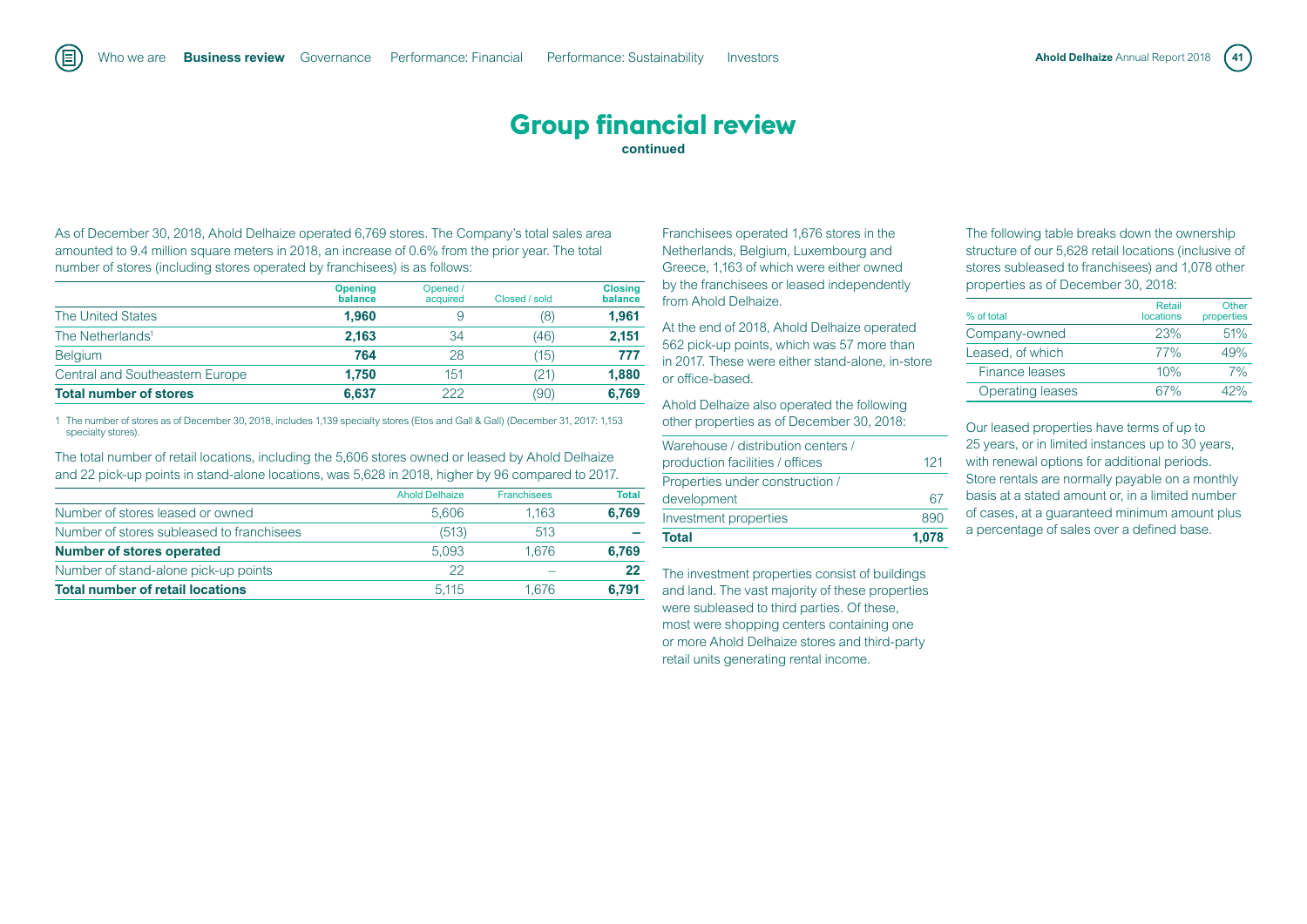# Group financial review

**continued**

As of December 30, 2018, Ahold Delhaize operated 6,769 stores. The Company's total sales area amounted to 9.4 million square meters in 2018, an increase of 0.6% from the prior year. The total number of stores (including stores operated by franchisees) is as follows:

| | Opening balance | Opened / acquired | Closed / sold | Closing balance |
|---|---|---|---|---|
| The United States | **1,960** | 9 | (8) | **1,961** |
| The Netherlands[1] | **2,163** | 34 | (46) | **2,151** |
| Belgium | **764** | 28 | (15) | **777** |
| Central and Southeastern Europe | **1,750** | 151 | (21) | **1,880** |
| **Total number of stores** | **6,637** | 222 | (90) | **6,769** |

1 The number of stores as of December 30, 2018, includes 1,139 specialty stores (Etos and Gall & Gall) (December 31, 2017: 1,153 specialty stores).

The total number of retail locations, including the 5,606 stores owned or leased by Ahold Delhaize and 22 pick-up points in stand-alone locations, was 5,628 in 2018, higher by 96 compared to 2017.

| | Ahold Delhaize | Franchisees | Total |
|---|---|---|---|
| Number of stores leased or owned | 5,606 | 1,163 | **6,769** |
| Number of stores subleased to franchisees | (513) | 513 | **–** |
| **Number of stores operated** | 5,093 | 1,676 | **6,769** |
| Number of stand-alone pick-up points | 22 | – | **22** |
| **Total number of retail locations** | 5,115 | 1,676 | **6,791** |

Franchisees operated 1,676 stores in the Netherlands, Belgium, Luxembourg and Greece, 1,163 of which were either owned by the franchisees or leased independently from Ahold Delhaize.

At the end of 2018, Ahold Delhaize operated 562 pick-up points, which was 57 more than in 2017. These were either stand-alone, in-store or office-based.

Ahold Delhaize also operated the following other properties as of December 30, 2018:

| | |
|---|---|
| Warehouse / distribution centers / production facilities / offices | 121 |
| Properties under construction / development | 67 |
| Investment properties | 890 |
| **Total** | **1,078** |

The investment properties consist of buildings and land. The vast majority of these properties were subleased to third parties. Of these, most were shopping centers containing one or more Ahold Delhaize stores and third-party retail units generating rental income.

The following table breaks down the ownership structure of our 5,628 retail locations (inclusive of stores subleased to franchisees) and 1,078 other properties as of December 30, 2018:

| % of total | Retail locations | Other properties |
|---|---|---|
| Company-owned | 23% | 51% |
| Leased, of which | 77% | 49% |
| Finance leases | 10% | 7% |
| Operating leases | 67% | 42% |

Our leased properties have terms of up to 25 years, or in limited instances up to 30 years, with renewal options for additional periods. Store rentals are normally payable on a monthly basis at a stated amount or, in a limited number of cases, at a guaranteed minimum amount plus a percentage of sales over a defined base.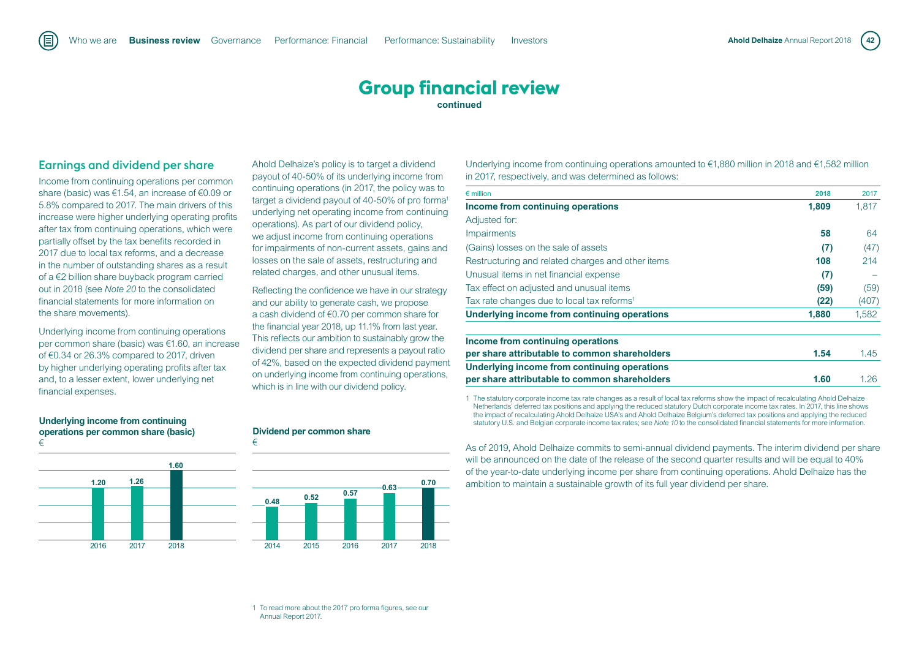# Group financial review

**continued**

## Earnings and dividend per share

Income from continuing operations per common share (basic) was €1.54, an increase of €0.09 or 5.8% compared to 2017. The main drivers of this increase were higher underlying operating profits after tax from continuing operations, which were partially offset by the tax benefits recorded in 2017 due to local tax reforms, and a decrease in the number of outstanding shares as a result of a €2 billion share buyback program carried out in 2018 (see *Note 20* to the consolidated financial statements for more information on the share movements).

Underlying income from continuing operations per common share (basic) was €1.60, an increase of €0.34 or 26.3% compared to 2017, driven by higher underlying operating profits after tax and, to a lesser extent, lower underlying net financial expenses.

**Underlying income from continuing operations per common share (basic)**
€

| 2016 | 2017 | 2018 |
|---|---|---|
| 1.20 | 1.26 | 1.60 |

Ahold Delhaize's policy is to target a dividend payout of 40-50% of its underlying income from continuing operations (in 2017, the policy was to target a dividend payout of 40-50% of pro forma[1] underlying net operating income from continuing operations). As part of our dividend policy, we adjust income from continuing operations for impairments of non-current assets, gains and losses on the sale of assets, restructuring and related charges, and other unusual items.

Reflecting the confidence we have in our strategy and our ability to generate cash, we propose a cash dividend of €0.70 per common share for the financial year 2018, up 11.1% from last year. This reflects our ambition to sustainably grow the dividend per share and represents a payout ratio of 42%, based on the expected dividend payment on underlying income from continuing operations, which is in line with our dividend policy.

**Dividend per common share**
€

| 2014 | 2015 | 2016 | 2017 | 2018 |
|---|---|---|---|---|
| 0.48 | 0.52 | 0.57 | 0.63 | 0.70 |

1 To read more about the 2017 pro forma figures, see our Annual Report 2017.

Underlying income from continuing operations amounted to €1,880 million in 2018 and €1,582 million in 2017, respectively, and was determined as follows:

| € million | 2018 | 2017 |
|---|---|---|
| **Income from continuing operations** | **1,809** | 1,817 |
| Adjusted for: | | |
| Impairments | **58** | 64 |
| (Gains) losses on the sale of assets | **(7)** | (47) |
| Restructuring and related charges and other items | **108** | 214 |
| Unusual items in net financial expense | **(7)** | – |
| Tax effect on adjusted and unusual items | **(59)** | (59) |
| Tax rate changes due to local tax reforms[1] | **(22)** | (407) |
| **Underlying income from continuing operations** | **1,880** | 1,582 |
| **Income from continuing operations per share attributable to common shareholders** | **1.54** | 1.45 |
| **Underlying income from continuing operations per share attributable to common shareholders** | **1.60** | 1.26 |

1 The statutory corporate income tax rate changes as a result of local tax reforms show the impact of recalculating Ahold Delhaize Netherlands' deferred tax positions and applying the reduced statutory Dutch corporate income tax rates. In 2017, this line shows the impact of recalculating Ahold Delhaize USA's and Ahold Delhaize Belgium's deferred tax positions and applying the reduced statutory U.S. and Belgian corporate income tax rates; see *Note 10* to the consolidated financial statements for more information.

As of 2019, Ahold Delhaize commits to semi-annual dividend payments. The interim dividend per share will be announced on the date of the release of the second quarter results and will be equal to 40% of the year-to-date underlying income per share from continuing operations. Ahold Delhaize has the ambition to maintain a sustainable growth of its full year dividend per share.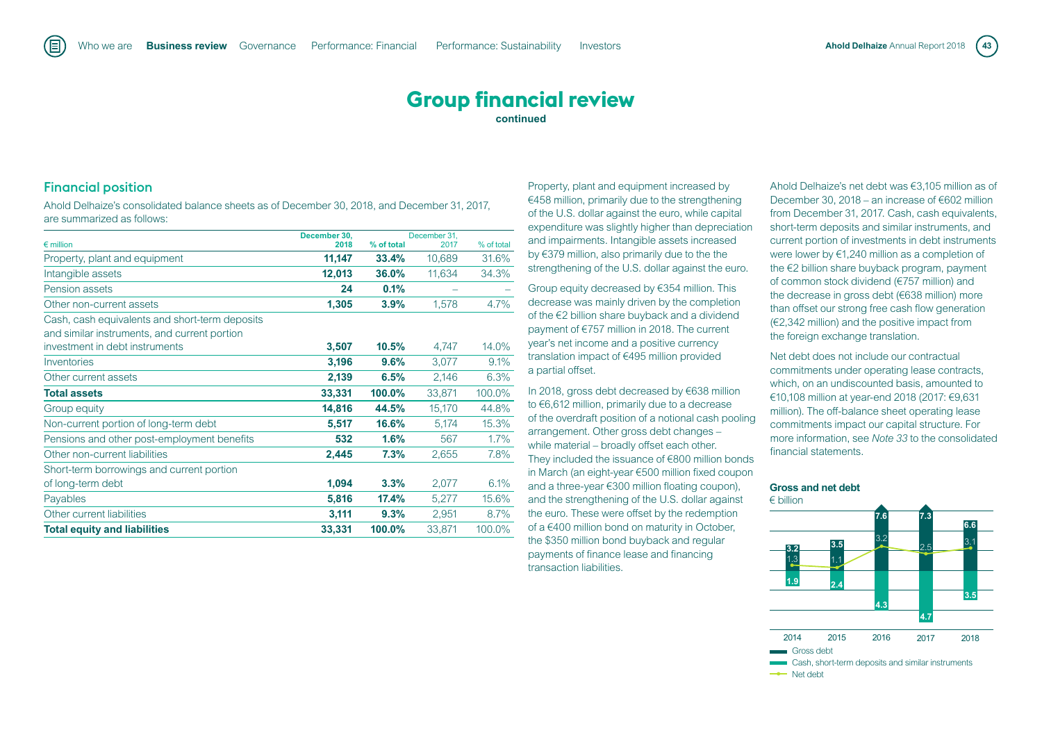# Group financial review

**continued**

## Financial position

Ahold Delhaize's consolidated balance sheets as of December 30, 2018, and December 31, 2017, are summarized as follows:

| € million | December 30, 2018 | % of total | December 31, 2017 | % of total |
|---|---|---|---|---|
| Property, plant and equipment | **11,147** | **33.4%** | 10,689 | 31.6% |
| Intangible assets | **12,013** | **36.0%** | 11,634 | 34.3% |
| Pension assets | **24** | **0.1%** | – | – |
| Other non-current assets | **1,305** | **3.9%** | 1,578 | 4.7% |
| Cash, cash equivalents and short-term deposits and similar instruments, and current portion investment in debt instruments | **3,507** | **10.5%** | 4,747 | 14.0% |
| Inventories | **3,196** | **9.6%** | 3,077 | 9.1% |
| Other current assets | **2,139** | **6.5%** | 2,146 | 6.3% |
| **Total assets** | **33,331** | **100.0%** | 33,871 | 100.0% |
| Group equity | **14,816** | **44.5%** | 15,170 | 44.8% |
| Non-current portion of long-term debt | **5,517** | **16.6%** | 5,174 | 15.3% |
| Pensions and other post-employment benefits | **532** | **1.6%** | 567 | 1.7% |
| Other non-current liabilities | **2,445** | **7.3%** | 2,655 | 7.8% |
| Short-term borrowings and current portion of long-term debt | **1,094** | **3.3%** | 2,077 | 6.1% |
| Payables | **5,816** | **17.4%** | 5,277 | 15.6% |
| Other current liabilities | **3,111** | **9.3%** | 2,951 | 8.7% |
| **Total equity and liabilities** | **33,331** | **100.0%** | 33,871 | 100.0% |

Property, plant and equipment increased by €458 million, primarily due to the strengthening of the U.S. dollar against the euro, while capital expenditure was slightly higher than depreciation and impairments. Intangible assets increased by €379 million, also primarily due to the the strengthening of the U.S. dollar against the euro.

Group equity decreased by €354 million. This decrease was mainly driven by the completion of the €2 billion share buyback and a dividend payment of €757 million in 2018. The current year's net income and a positive currency translation impact of €495 million provided a partial offset.

In 2018, gross debt decreased by €638 million to €6,612 million, primarily due to a decrease of the overdraft position of a notional cash pooling arrangement. Other gross debt changes – while material – broadly offset each other. They included the issuance of €800 million bonds in March (an eight-year €500 million fixed coupon and a three-year €300 million floating coupon), and the strengthening of the U.S. dollar against the euro. These were offset by the redemption of a €400 million bond on maturity in October, the $350 million bond buyback and regular payments of finance lease and financing transaction liabilities.

Ahold Delhaize's net debt was €3,105 million as of December 30, 2018 – an increase of €602 million from December 31, 2017. Cash, cash equivalents, short-term deposits and similar instruments, and current portion of investments in debt instruments were lower by €1,240 million as a completion of the €2 billion share buyback program, payment of common stock dividend (€757 million) and the decrease in gross debt (€638 million) more than offset our strong free cash flow generation (€2,342 million) and the positive impact from the foreign exchange translation.

Net debt does not include our contractual commitments under operating lease contracts, which, on an undiscounted basis, amounted to €10,108 million at year-end 2018 (2017: €9,631 million). The off-balance sheet operating lease commitments impact our capital structure. For more information, see *Note 33* to the consolidated financial statements.

**Gross and net debt**
€ billion

| | 2014 | 2015 | 2016 | 2017 | 2018 |
|---|---|---|---|---|---|
| Gross debt | 3.2 | 3.5 | 7.6 | 7.3 | 6.6 |
| Cash, short-term deposits and similar instruments | 1.9 | 2.4 | 4.3 | 4.7 | 3.5 |
| Net debt | 1.3 | 1.1 | 3.2 | 2.5 | 3.1 |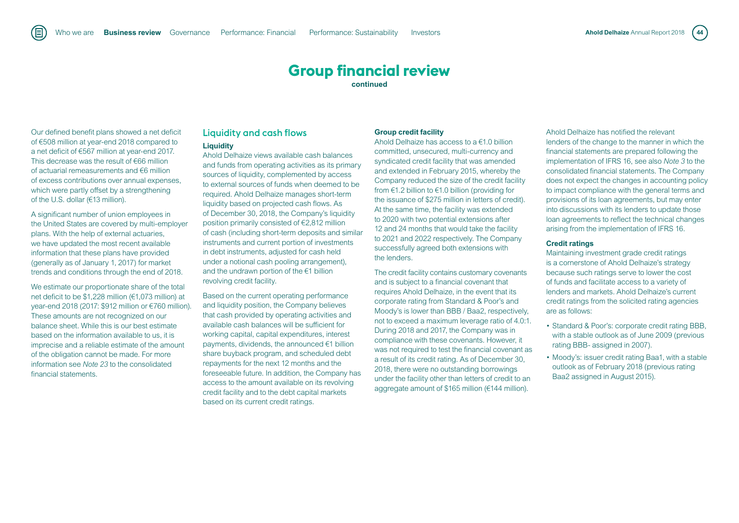# Group financial review

**continued**

Our defined benefit plans showed a net deficit of €508 million at year-end 2018 compared to a net deficit of €567 million at year-end 2017. This decrease was the result of €66 million of actuarial remeasurements and €6 million of excess contributions over annual expenses, which were partly offset by a strengthening of the U.S. dollar (€13 million).

A significant number of union employees in the United States are covered by multi-employer plans. With the help of external actuaries, we have updated the most recent available information that these plans have provided (generally as of January 1, 2017) for market trends and conditions through the end of 2018.

We estimate our proportionate share of the total net deficit to be $1,228 million (€1,073 million) at year-end 2018 (2017: $912 million or €760 million). These amounts are not recognized on our balance sheet. While this is our best estimate based on the information available to us, it is imprecise and a reliable estimate of the amount of the obligation cannot be made. For more information see *Note 23* to the consolidated financial statements.

## Liquidity and cash flows

### Liquidity

Ahold Delhaize views available cash balances and funds from operating activities as its primary sources of liquidity, complemented by access to external sources of funds when deemed to be required. Ahold Delhaize manages short-term liquidity based on projected cash flows. As of December 30, 2018, the Company's liquidity position primarily consisted of €2,812 million of cash (including short-term deposits and similar instruments and current portion of investments in debt instruments, adjusted for cash held under a notional cash pooling arrangement), and the undrawn portion of the €1 billion revolving credit facility.

Based on the current operating performance and liquidity position, the Company believes that cash provided by operating activities and available cash balances will be sufficient for working capital, capital expenditures, interest payments, dividends, the announced €1 billion share buyback program, and scheduled debt repayments for the next 12 months and the foreseeable future. In addition, the Company has access to the amount available on its revolving credit facility and to the debt capital markets based on its current credit ratings.

### Group credit facility

Ahold Delhaize has access to a €1.0 billion committed, unsecured, multi-currency and syndicated credit facility that was amended and extended in February 2015, whereby the Company reduced the size of the credit facility from €1.2 billion to €1.0 billion (providing for the issuance of $275 million in letters of credit). At the same time, the facility was extended to 2020 with two potential extensions after 12 and 24 months that would take the facility to 2021 and 2022 respectively. The Company successfully agreed both extensions with the lenders.

The credit facility contains customary covenants and is subject to a financial covenant that requires Ahold Delhaize, in the event that its corporate rating from Standard & Poor's and Moody's is lower than BBB / Baa2, respectively, not to exceed a maximum leverage ratio of 4.0:1. During 2018 and 2017, the Company was in compliance with these covenants. However, it was not required to test the financial covenant as a result of its credit rating. As of December 30, 2018, there were no outstanding borrowings under the facility other than letters of credit to an aggregate amount of $165 million (€144 million).

Ahold Delhaize has notified the relevant lenders of the change to the manner in which the financial statements are prepared following the implementation of IFRS 16, see also *Note 3* to the consolidated financial statements. The Company does not expect the changes in accounting policy to impact compliance with the general terms and provisions of its loan agreements, but may enter into discussions with its lenders to update those loan agreements to reflect the technical changes arising from the implementation of IFRS 16.

### Credit ratings

Maintaining investment grade credit ratings is a cornerstone of Ahold Delhaize's strategy because such ratings serve to lower the cost of funds and facilitate access to a variety of lenders and markets. Ahold Delhaize's current credit ratings from the solicited rating agencies are as follows:

- Standard & Poor's: corporate credit rating BBB, with a stable outlook as of June 2009 (previous rating BBB- assigned in 2007).
- Moody's: issuer credit rating Baa1, with a stable outlook as of February 2018 (previous rating Baa2 assigned in August 2015).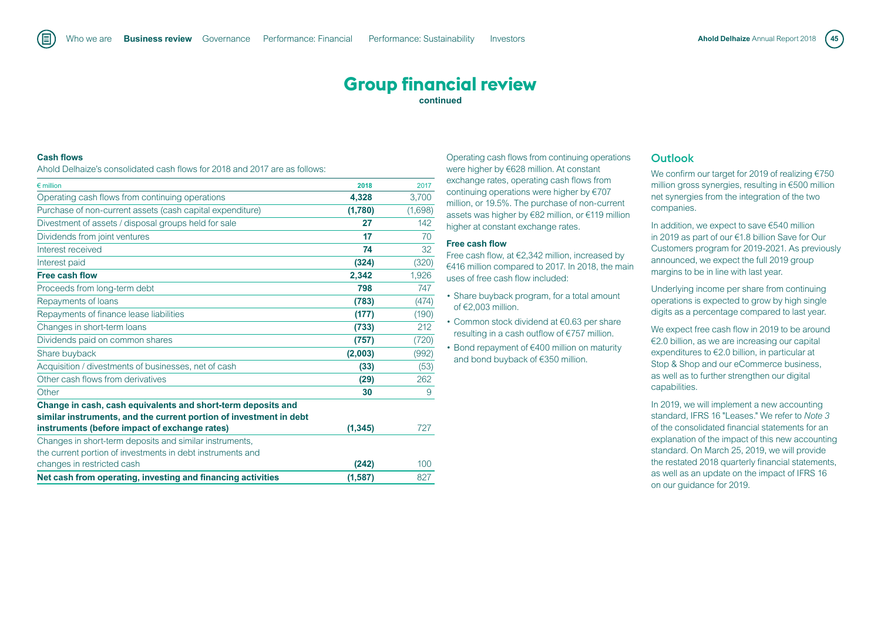# Group financial review

continued

### Cash flows

Ahold Delhaize's consolidated cash flows for 2018 and 2017 are as follows:

| € million | 2018 | 2017 |
|---|---|---|
| Operating cash flows from continuing operations | **4,328** | 3,700 |
| Purchase of non-current assets (cash capital expenditure) | **(1,780)** | (1,698) |
| Divestment of assets / disposal groups held for sale | **27** | 142 |
| Dividends from joint ventures | **17** | 70 |
| Interest received | **74** | 32 |
| Interest paid | **(324)** | (320) |
| **Free cash flow** | **2,342** | 1,926 |
| Proceeds from long-term debt | **798** | 747 |
| Repayments of loans | **(783)** | (474) |
| Repayments of finance lease liabilities | **(177)** | (190) |
| Changes in short-term loans | **(733)** | 212 |
| Dividends paid on common shares | **(757)** | (720) |
| Share buyback | **(2,003)** | (992) |
| Acquisition / divestments of businesses, net of cash | **(33)** | (53) |
| Other cash flows from derivatives | **(29)** | 262 |
| Other | **30** | 9 |
| **Change in cash, cash equivalents and short-term deposits and similar instruments, and the current portion of investment in debt instruments (before impact of exchange rates)** | **(1,345)** | 727 |
| Changes in short-term deposits and similar instruments, the current portion of investments in debt instruments and changes in restricted cash | **(242)** | 100 |
| **Net cash from operating, investing and financing activities** | **(1,587)** | 827 |

Operating cash flows from continuing operations were higher by €628 million. At constant exchange rates, operating cash flows from continuing operations were higher by €707 million, or 19.5%. The purchase of non-current assets was higher by €82 million, or €119 million higher at constant exchange rates.

### Free cash flow

Free cash flow, at €2,342 million, increased by €416 million compared to 2017. In 2018, the main uses of free cash flow included:

- Share buyback program, for a total amount of €2,003 million.
- Common stock dividend at €0.63 per share resulting in a cash outflow of €757 million.
- Bond repayment of €400 million on maturity and bond buyback of €350 million.

## Outlook

We confirm our target for 2019 of realizing €750 million gross synergies, resulting in €500 million net synergies from the integration of the two companies.

In addition, we expect to save €540 million in 2019 as part of our €1.8 billion Save for Our Customers program for 2019-2021. As previously announced, we expect the full 2019 group margins to be in line with last year.

Underlying income per share from continuing operations is expected to grow by high single digits as a percentage compared to last year.

We expect free cash flow in 2019 to be around €2.0 billion, as we are increasing our capital expenditures to €2.0 billion, in particular at Stop & Shop and our eCommerce business, as well as to further strengthen our digital capabilities.

In 2019, we will implement a new accounting standard, IFRS 16 "Leases." We refer to *Note 3* of the consolidated financial statements for an explanation of the impact of this new accounting standard. On March 25, 2019, we will provide the restated 2018 quarterly financial statements, as well as an update on the impact of IFRS 16 on our guidance for 2019.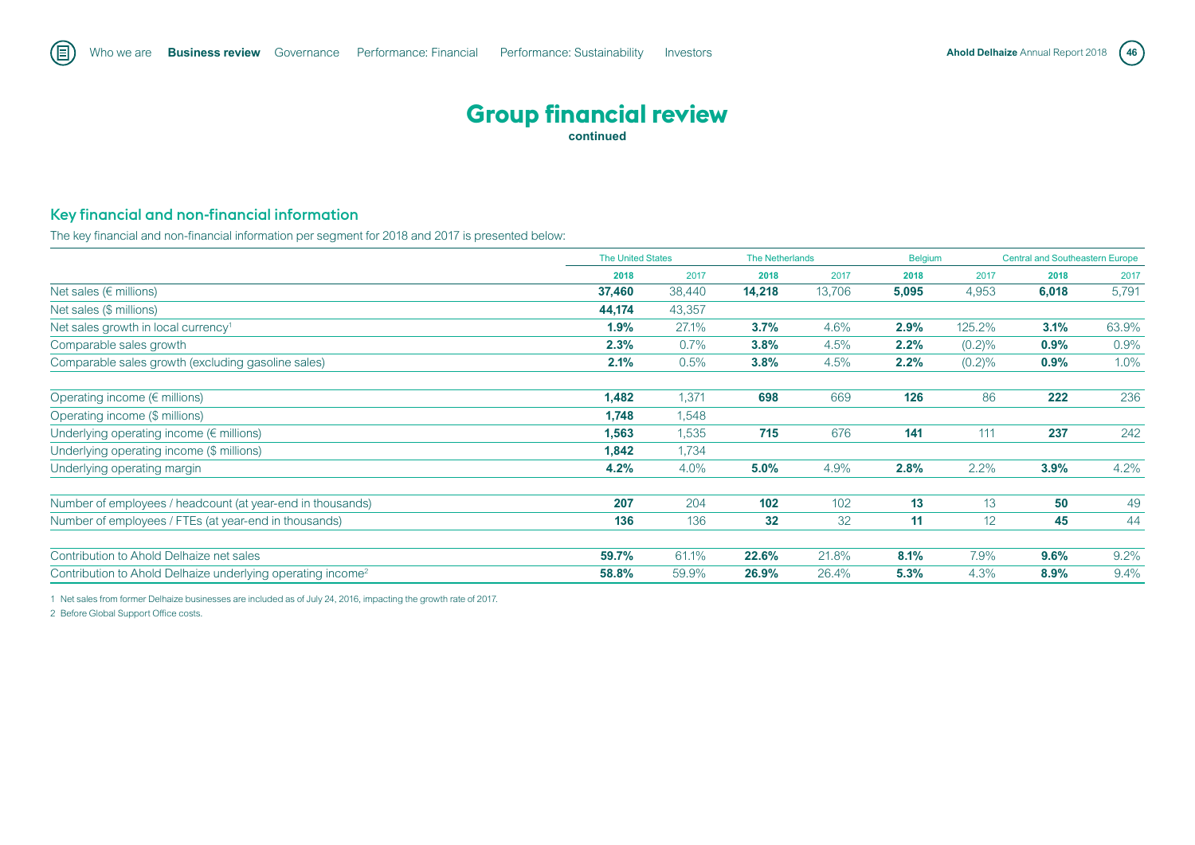# Group financial review

**continued**

## Key financial and non-financial information

The key financial and non-financial information per segment for 2018 and 2017 is presented below:

| | The United States | | The Netherlands | | Belgium | | Central and Southeastern Europe | |
|---|---|---|---|---|---|---|---|---|
| | **2018** | 2017 | **2018** | 2017 | **2018** | 2017 | **2018** | 2017 |
| Net sales (€ millions) | **37,460** | 38,440 | **14,218** | 13,706 | **5,095** | 4,953 | **6,018** | 5,791 |
| Net sales ($ millions) | **44,174** | 43,357 | | | | | | |
| Net sales growth in local currency[1] | **1.9%** | 27.1% | **3.7%** | 4.6% | **2.9%** | 125.2% | **3.1%** | 63.9% |
| Comparable sales growth | **2.3%** | 0.7% | **3.8%** | 4.5% | **2.2%** | (0.2)% | **0.9%** | 0.9% |
| Comparable sales growth (excluding gasoline sales) | **2.1%** | 0.5% | **3.8%** | 4.5% | **2.2%** | (0.2)% | **0.9%** | 1.0% |
| Operating income (€ millions) | **1,482** | 1,371 | **698** | 669 | **126** | 86 | **222** | 236 |
| Operating income ($ millions) | **1,748** | 1,548 | | | | | | |
| Underlying operating income (€ millions) | **1,563** | 1,535 | **715** | 676 | **141** | 111 | **237** | 242 |
| Underlying operating income ($ millions) | **1,842** | 1,734 | | | | | | |
| Underlying operating margin | **4.2%** | 4.0% | **5.0%** | 4.9% | **2.8%** | 2.2% | **3.9%** | 4.2% |
| Number of employees / headcount (at year-end in thousands) | **207** | 204 | **102** | 102 | **13** | 13 | **50** | 49 |
| Number of employees / FTEs (at year-end in thousands) | **136** | 136 | **32** | 32 | **11** | 12 | **45** | 44 |
| Contribution to Ahold Delhaize net sales | **59.7%** | 61.1% | **22.6%** | 21.8% | **8.1%** | 7.9% | **9.6%** | 9.2% |
| Contribution to Ahold Delhaize underlying operating income[2] | **58.8%** | 59.9% | **26.9%** | 26.4% | **5.3%** | 4.3% | **8.9%** | 9.4% |

1 Net sales from former Delhaize businesses are included as of July 24, 2016, impacting the growth rate of 2017.

2 Before Global Support Office costs.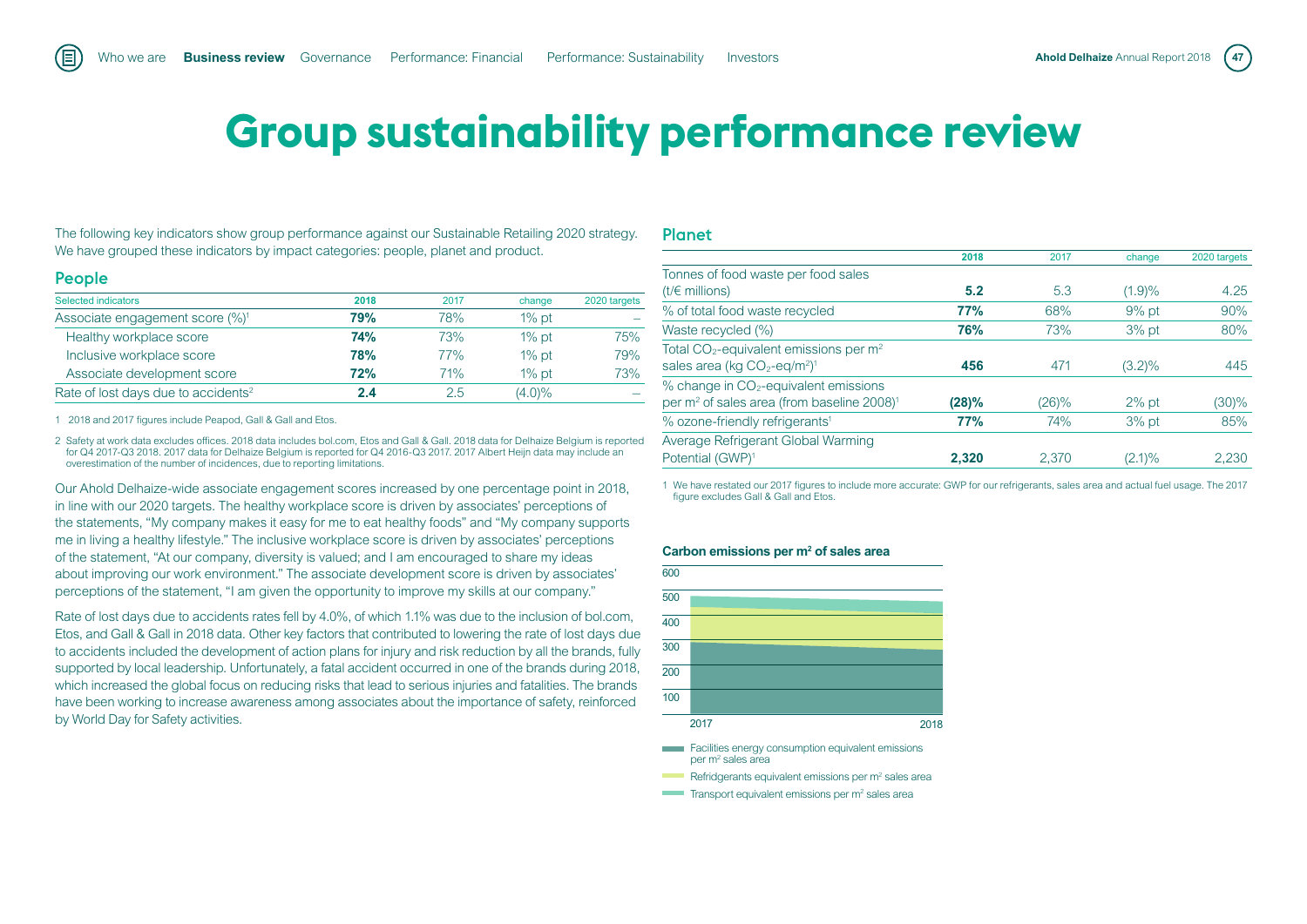# Group sustainability performance review

The following key indicators show group performance against our Sustainable Retailing 2020 strategy. We have grouped these indicators by impact categories: people, planet and product.

## People

| Selected indicators | 2018 | 2017 | change | 2020 targets |
|---|---|---|---|---|
| Associate engagement score (%)[1] | **79%** | 78% | 1% pt | – |
| Healthy workplace score | **74%** | 73% | 1% pt | 75% |
| Inclusive workplace score | **78%** | 77% | 1% pt | 79% |
| Associate development score | **72%** | 71% | 1% pt | 73% |
| Rate of lost days due to accidents[2] | **2.4** | 2.5 | (4.0)% | – |

1 2018 and 2017 figures include Peapod, Gall & Gall and Etos.

2 Safety at work data excludes offices. 2018 data includes bol.com, Etos and Gall & Gall. 2018 data for Delhaize Belgium is reported for Q4 2017-Q3 2018. 2017 data for Delhaize Belgium is reported for Q4 2016-Q3 2017. 2017 Albert Heijn data may include an overestimation of the number of incidences, due to reporting limitations.

Our Ahold Delhaize-wide associate engagement scores increased by one percentage point in 2018, in line with our 2020 targets. The healthy workplace score is driven by associates' perceptions of the statements, "My company makes it easy for me to eat healthy foods" and "My company supports me in living a healthy lifestyle." The inclusive workplace score is driven by associates' perceptions of the statement, "At our company, diversity is valued; and I am encouraged to share my ideas about improving our work environment." The associate development score is driven by associates' perceptions of the statement, "I am given the opportunity to improve my skills at our company."

Rate of lost days due to accidents rates fell by 4.0%, of which 1.1% was due to the inclusion of bol.com, Etos, and Gall & Gall in 2018 data. Other key factors that contributed to lowering the rate of lost days due to accidents included the development of action plans for injury and risk reduction by all the brands, fully supported by local leadership. Unfortunately, a fatal accident occurred in one of the brands during 2018, which increased the global focus on reducing risks that lead to serious injuries and fatalities. The brands have been working to increase awareness among associates about the importance of safety, reinforced by World Day for Safety activities.

## Planet

| | 2018 | 2017 | change | 2020 targets |
|---|---|---|---|---|
| Tonnes of food waste per food sales (t/€ millions) | **5.2** | 5.3 | (1.9)% | 4.25 |
| % of total food waste recycled | **77%** | 68% | 9% pt | 90% |
| Waste recycled (%) | **76%** | 73% | 3% pt | 80% |
| Total $CO_2$-equivalent emissions per $m^2$ sales area (kg $CO_2$-eq/$m^2$)[1] | **456** | 471 | (3.2)% | 445 |
| % change in $CO_2$-equivalent emissions per $m^2$ of sales area (from baseline 2008)[1] | **(28)%** | (26)% | 2% pt | (30)% |
| % ozone-friendly refrigerants[1] | **77%** | 74% | 3% pt | 85% |
| Average Refrigerant Global Warming Potential (GWP)[1] | **2,320** | 2,370 | (2.1)% | 2,230 |

1 We have restated our 2017 figures to include more accurate: GWP for our refrigerants, sales area and actual fuel usage. The 2017 figure excludes Gall & Gall and Etos.

**Carbon emissions per $m^2$ of sales area**

- Facilities energy consumption equivalent emissions per $m^2$ sales area
- Refridgerants equivalent emissions per $m^2$ sales area
- Transport equivalent emissions per $m^2$ sales area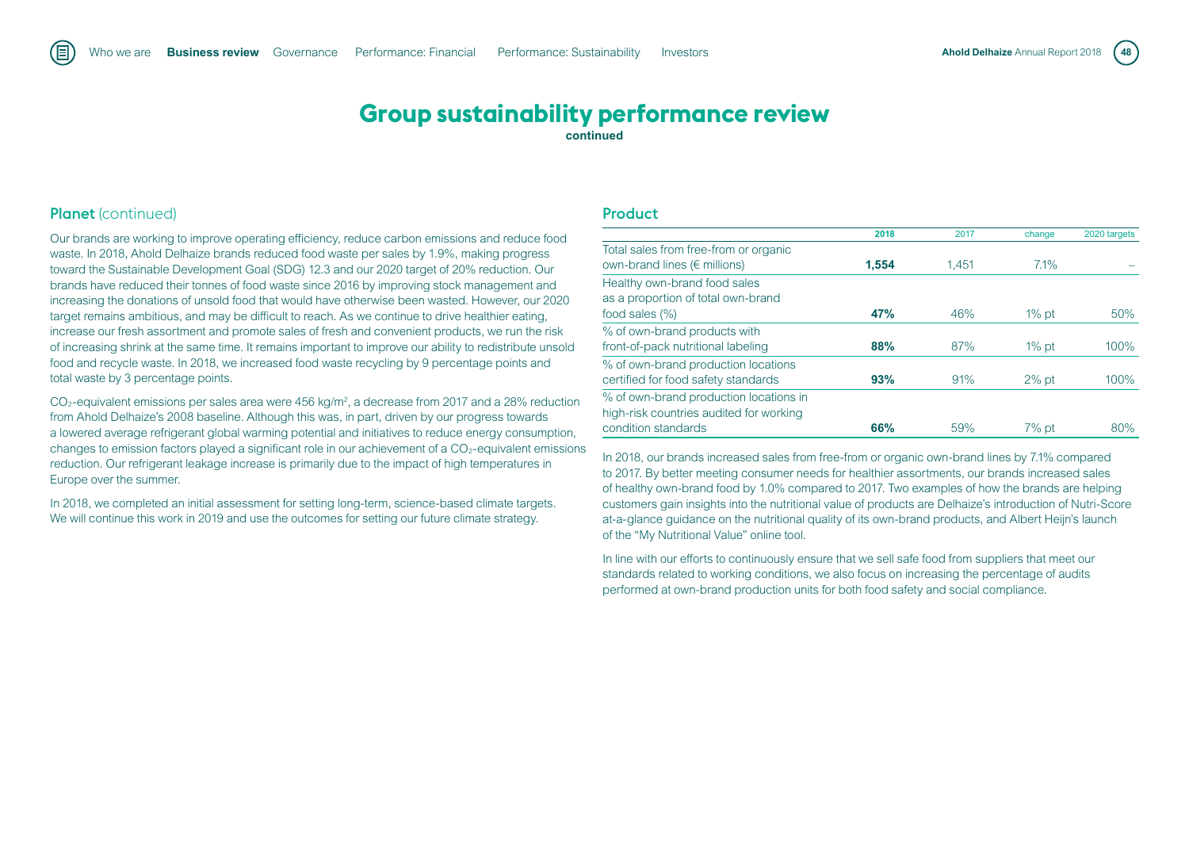# Group sustainability performance review

**continued**

## Planet (continued)

Our brands are working to improve operating efficiency, reduce carbon emissions and reduce food waste. In 2018, Ahold Delhaize brands reduced food waste per sales by 1.9%, making progress toward the Sustainable Development Goal (SDG) 12.3 and our 2020 target of 20% reduction. Our brands have reduced their tonnes of food waste since 2016 by improving stock management and increasing the donations of unsold food that would have otherwise been wasted. However, our 2020 target remains ambitious, and may be difficult to reach. As we continue to drive healthier eating, increase our fresh assortment and promote sales of fresh and convenient products, we run the risk of increasing shrink at the same time. It remains important to improve our ability to redistribute unsold food and recycle waste. In 2018, we increased food waste recycling by 9 percentage points and total waste by 3 percentage points.

$CO_2$-equivalent emissions per sales area were 456 kg/m$^2$, a decrease from 2017 and a 28% reduction from Ahold Delhaize's 2008 baseline. Although this was, in part, driven by our progress towards a lowered average refrigerant global warming potential and initiatives to reduce energy consumption, changes to emission factors played a significant role in our achievement of a $CO_2$-equivalent emissions reduction. Our refrigerant leakage increase is primarily due to the impact of high temperatures in Europe over the summer.

In 2018, we completed an initial assessment for setting long-term, science-based climate targets. We will continue this work in 2019 and use the outcomes for setting our future climate strategy.

## Product

| | 2018 | 2017 | change | 2020 targets |
|---|---|---|---|---|
| Total sales from free-from or organic own-brand lines (€ millions) | **1,554** | 1,451 | 7.1% | – |
| Healthy own-brand food sales as a proportion of total own-brand food sales (%) | **47%** | 46% | 1% pt | 50% |
| % of own-brand products with front-of-pack nutritional labeling | **88%** | 87% | 1% pt | 100% |
| % of own-brand production locations certified for food safety standards | **93%** | 91% | 2% pt | 100% |
| % of own-brand production locations in high-risk countries audited for working condition standards | **66%** | 59% | 7% pt | 80% |

In 2018, our brands increased sales from free-from or organic own-brand lines by 7.1% compared to 2017. By better meeting consumer needs for healthier assortments, our brands increased sales of healthy own-brand food by 1.0% compared to 2017. Two examples of how the brands are helping customers gain insights into the nutritional value of products are Delhaize's introduction of Nutri-Score at-a-glance guidance on the nutritional quality of its own-brand products, and Albert Heijn's launch of the "My Nutritional Value" online tool.

In line with our efforts to continuously ensure that we sell safe food from suppliers that meet our standards related to working conditions, we also focus on increasing the percentage of audits performed at own-brand production units for both food safety and social compliance.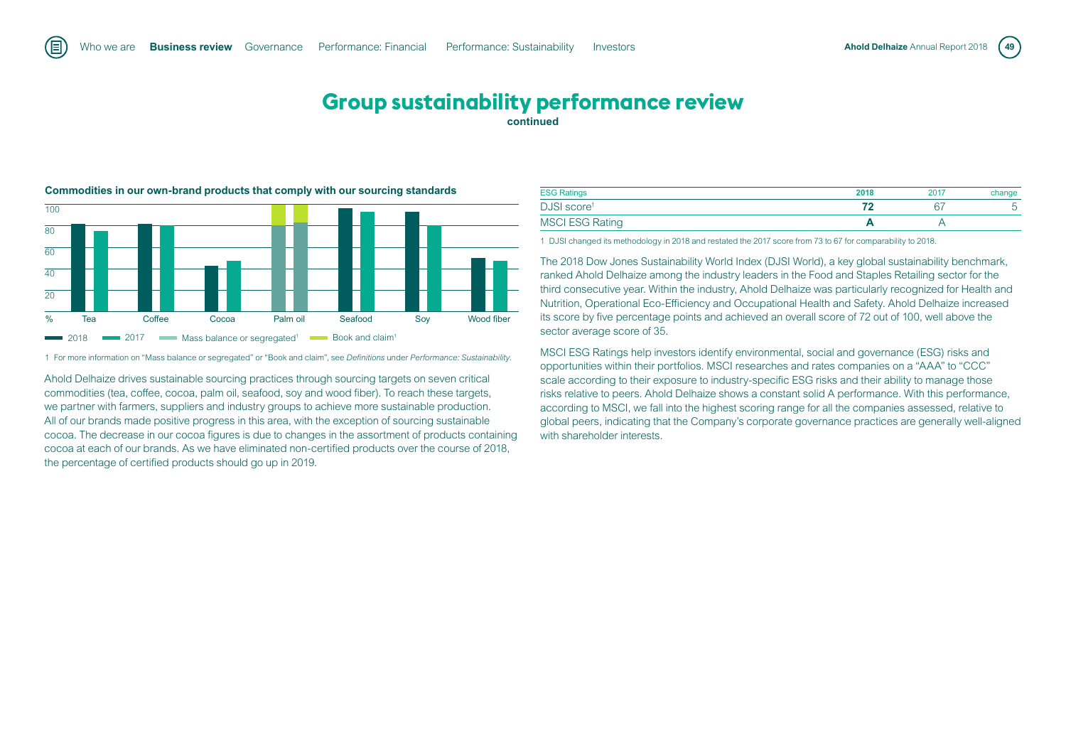# Group sustainability performance review

**continued**

**Commodities in our own-brand products that comply with our sourcing standards**

% | Tea | Coffee | Cocoa | Palm oil | Seafood | Soy | Wood fiber

2018 | 2017 | Mass balance or segregated[1] | Book and claim[1]

1 For more information on "Mass balance or segregated" or "Book and claim", see *Definitions* under *Performance: Sustainability*.

Ahold Delhaize drives sustainable sourcing practices through sourcing targets on seven critical commodities (tea, coffee, cocoa, palm oil, seafood, soy and wood fiber). To reach these targets, we partner with farmers, suppliers and industry groups to achieve more sustainable production. All of our brands made positive progress in this area, with the exception of sourcing sustainable cocoa. The decrease in our cocoa figures is due to changes in the assortment of products containing cocoa at each of our brands. As we have eliminated non-certified products over the course of 2018, the percentage of certified products should go up in 2019.

| ESG Ratings | 2018 | 2017 | change |
|---|---|---|---|
| DJSI score[1] | **72** | 67 | 5 |
| MSCI ESG Rating | **A** | A | |

1 DJSI changed its methodology in 2018 and restated the 2017 score from 73 to 67 for comparability to 2018.

The 2018 Dow Jones Sustainability World Index (DJSI World), a key global sustainability benchmark, ranked Ahold Delhaize among the industry leaders in the Food and Staples Retailing sector for the third consecutive year. Within the industry, Ahold Delhaize was particularly recognized for Health and Nutrition, Operational Eco-Efficiency and Occupational Health and Safety. Ahold Delhaize increased its score by five percentage points and achieved an overall score of 72 out of 100, well above the sector average score of 35.

MSCI ESG Ratings help investors identify environmental, social and governance (ESG) risks and opportunities within their portfolios. MSCI researches and rates companies on a "AAA" to "CCC" scale according to their exposure to industry-specific ESG risks and their ability to manage those risks relative to peers. Ahold Delhaize shows a constant solid A performance. With this performance, according to MSCI, we fall into the highest scoring range for all the companies assessed, relative to global peers, indicating that the Company's corporate governance practices are generally well-aligned with shareholder interests.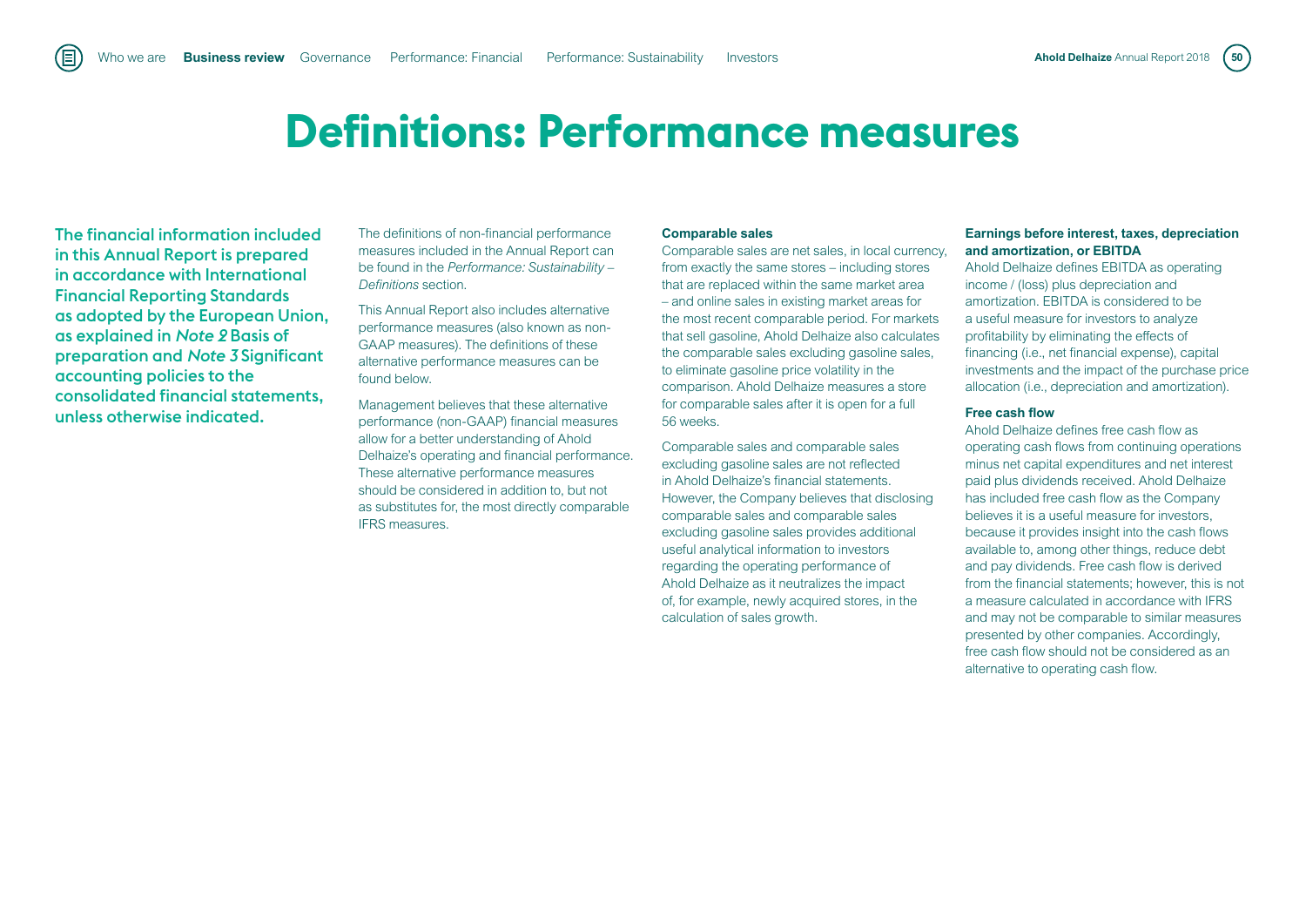# Definitions: Performance measures

**The financial information included in this Annual Report is prepared in accordance with International Financial Reporting Standards as adopted by the European Union, as explained in *Note 2* Basis of preparation and *Note 3* Significant accounting policies to the consolidated financial statements, unless otherwise indicated.**

The definitions of non-financial performance measures included in the Annual Report can be found in the *Performance: Sustainability – Definitions* section.

This Annual Report also includes alternative performance measures (also known as non-GAAP measures). The definitions of these alternative performance measures can be found below.

Management believes that these alternative performance (non-GAAP) financial measures allow for a better understanding of Ahold Delhaize's operating and financial performance. These alternative performance measures should be considered in addition to, but not as substitutes for, the most directly comparable IFRS measures.

**Comparable sales**

Comparable sales are net sales, in local currency, from exactly the same stores – including stores that are replaced within the same market area – and online sales in existing market areas for the most recent comparable period. For markets that sell gasoline, Ahold Delhaize also calculates the comparable sales excluding gasoline sales, to eliminate gasoline price volatility in the comparison. Ahold Delhaize measures a store for comparable sales after it is open for a full 56 weeks.

Comparable sales and comparable sales excluding gasoline sales are not reflected in Ahold Delhaize's financial statements. However, the Company believes that disclosing comparable sales and comparable sales excluding gasoline sales provides additional useful analytical information to investors regarding the operating performance of Ahold Delhaize as it neutralizes the impact of, for example, newly acquired stores, in the calculation of sales growth.

**Earnings before interest, taxes, depreciation and amortization, or EBITDA**

Ahold Delhaize defines EBITDA as operating income / (loss) plus depreciation and amortization. EBITDA is considered to be a useful measure for investors to analyze profitability by eliminating the effects of financing (i.e., net financial expense), capital investments and the impact of the purchase price allocation (i.e., depreciation and amortization).

**Free cash flow**

Ahold Delhaize defines free cash flow as operating cash flows from continuing operations minus net capital expenditures and net interest paid plus dividends received. Ahold Delhaize has included free cash flow as the Company believes it is a useful measure for investors, because it provides insight into the cash flows available to, among other things, reduce debt and pay dividends. Free cash flow is derived from the financial statements; however, this is not a measure calculated in accordance with IFRS and may not be comparable to similar measures presented by other companies. Accordingly, free cash flow should not be considered as an alternative to operating cash flow.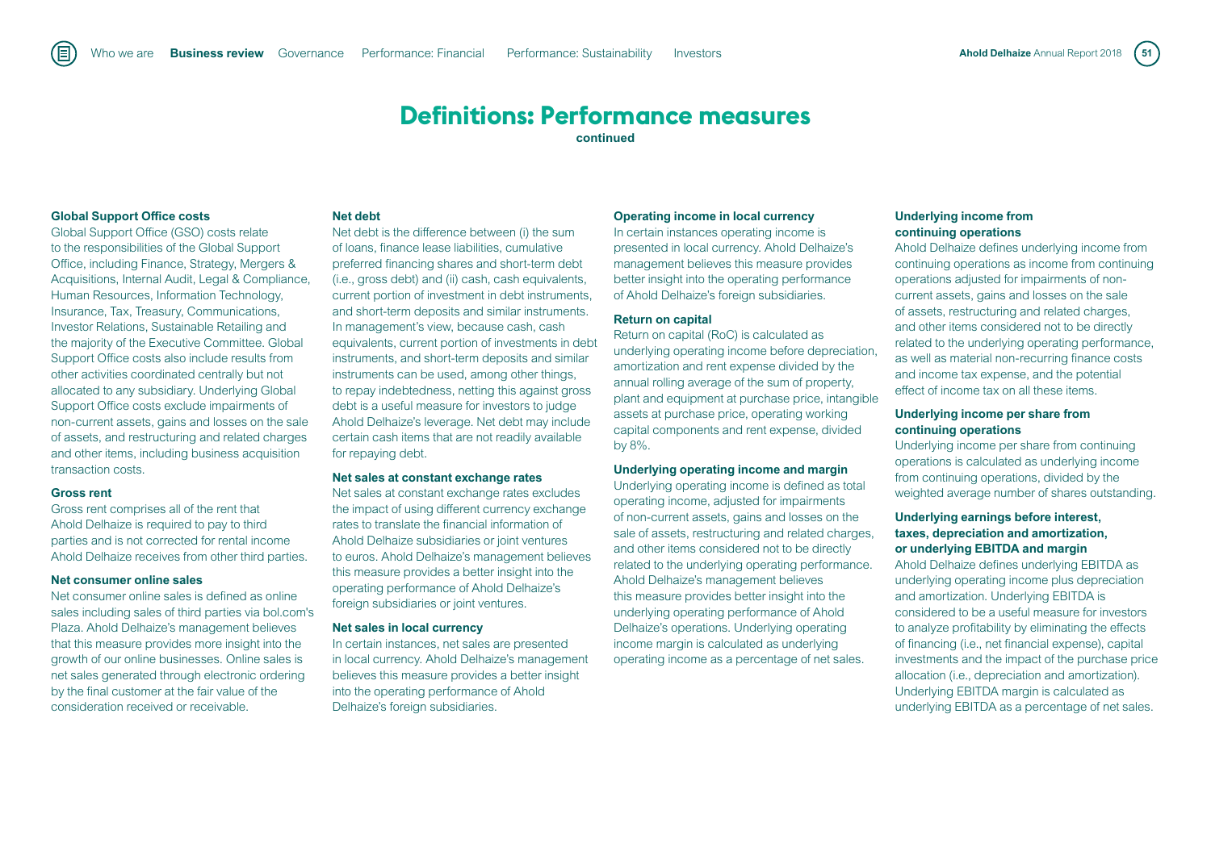# Definitions: Performance measures

**continued**

### Global Support Office costs

Global Support Office (GSO) costs relate to the responsibilities of the Global Support Office, including Finance, Strategy, Mergers & Acquisitions, Internal Audit, Legal & Compliance, Human Resources, Information Technology, Insurance, Tax, Treasury, Communications, Investor Relations, Sustainable Retailing and the majority of the Executive Committee. Global Support Office costs also include results from other activities coordinated centrally but not allocated to any subsidiary. Underlying Global Support Office costs exclude impairments of non-current assets, gains and losses on the sale of assets, and restructuring and related charges and other items, including business acquisition transaction costs.

### Gross rent

Gross rent comprises all of the rent that Ahold Delhaize is required to pay to third parties and is not corrected for rental income Ahold Delhaize receives from other third parties.

### Net consumer online sales

Net consumer online sales is defined as online sales including sales of third parties via bol.com's Plaza. Ahold Delhaize's management believes that this measure provides more insight into the growth of our online businesses. Online sales is net sales generated through electronic ordering by the final customer at the fair value of the consideration received or receivable.

### Net debt

Net debt is the difference between (i) the sum of loans, finance lease liabilities, cumulative preferred financing shares and short-term debt (i.e., gross debt) and (ii) cash, cash equivalents, current portion of investment in debt instruments, and short-term deposits and similar instruments. In management's view, because cash, cash equivalents, current portion of investments in debt instruments, and short-term deposits and similar instruments can be used, among other things, to repay indebtedness, netting this against gross debt is a useful measure for investors to judge Ahold Delhaize's leverage. Net debt may include certain cash items that are not readily available for repaying debt.

### Net sales at constant exchange rates

Net sales at constant exchange rates excludes the impact of using different currency exchange rates to translate the financial information of Ahold Delhaize subsidiaries or joint ventures to euros. Ahold Delhaize's management believes this measure provides a better insight into the operating performance of Ahold Delhaize's foreign subsidiaries or joint ventures.

### Net sales in local currency

In certain instances, net sales are presented in local currency. Ahold Delhaize's management believes this measure provides a better insight into the operating performance of Ahold Delhaize's foreign subsidiaries.

### Operating income in local currency

In certain instances operating income is presented in local currency. Ahold Delhaize's management believes this measure provides better insight into the operating performance of Ahold Delhaize's foreign subsidiaries.

### Return on capital

Return on capital (RoC) is calculated as underlying operating income before depreciation, amortization and rent expense divided by the annual rolling average of the sum of property, plant and equipment at purchase price, intangible assets at purchase price, operating working capital components and rent expense, divided by 8%.

### Underlying operating income and margin

Underlying operating income is defined as total operating income, adjusted for impairments of non-current assets, gains and losses on the sale of assets, restructuring and related charges, and other items considered not to be directly related to the underlying operating performance. Ahold Delhaize's management believes this measure provides better insight into the underlying operating performance of Ahold Delhaize's operations. Underlying operating income margin is calculated as underlying operating income as a percentage of net sales.

### Underlying income from continuing operations

Ahold Delhaize defines underlying income from continuing operations as income from continuing operations adjusted for impairments of non-current assets, gains and losses on the sale of assets, restructuring and related charges, and other items considered not to be directly related to the underlying operating performance, as well as material non-recurring finance costs and income tax expense, and the potential effect of income tax on all these items.

### Underlying income per share from continuing operations

Underlying income per share from continuing operations is calculated as underlying income from continuing operations, divided by the weighted average number of shares outstanding.

### Underlying earnings before interest, taxes, depreciation and amortization, or underlying EBITDA and margin

Ahold Delhaize defines underlying EBITDA as underlying operating income plus depreciation and amortization. Underlying EBITDA is considered to be a useful measure for investors to analyze profitability by eliminating the effects of financing (i.e., net financial expense), capital investments and the impact of the purchase price allocation (i.e., depreciation and amortization). Underlying EBITDA margin is calculated as underlying EBITDA as a percentage of net sales.